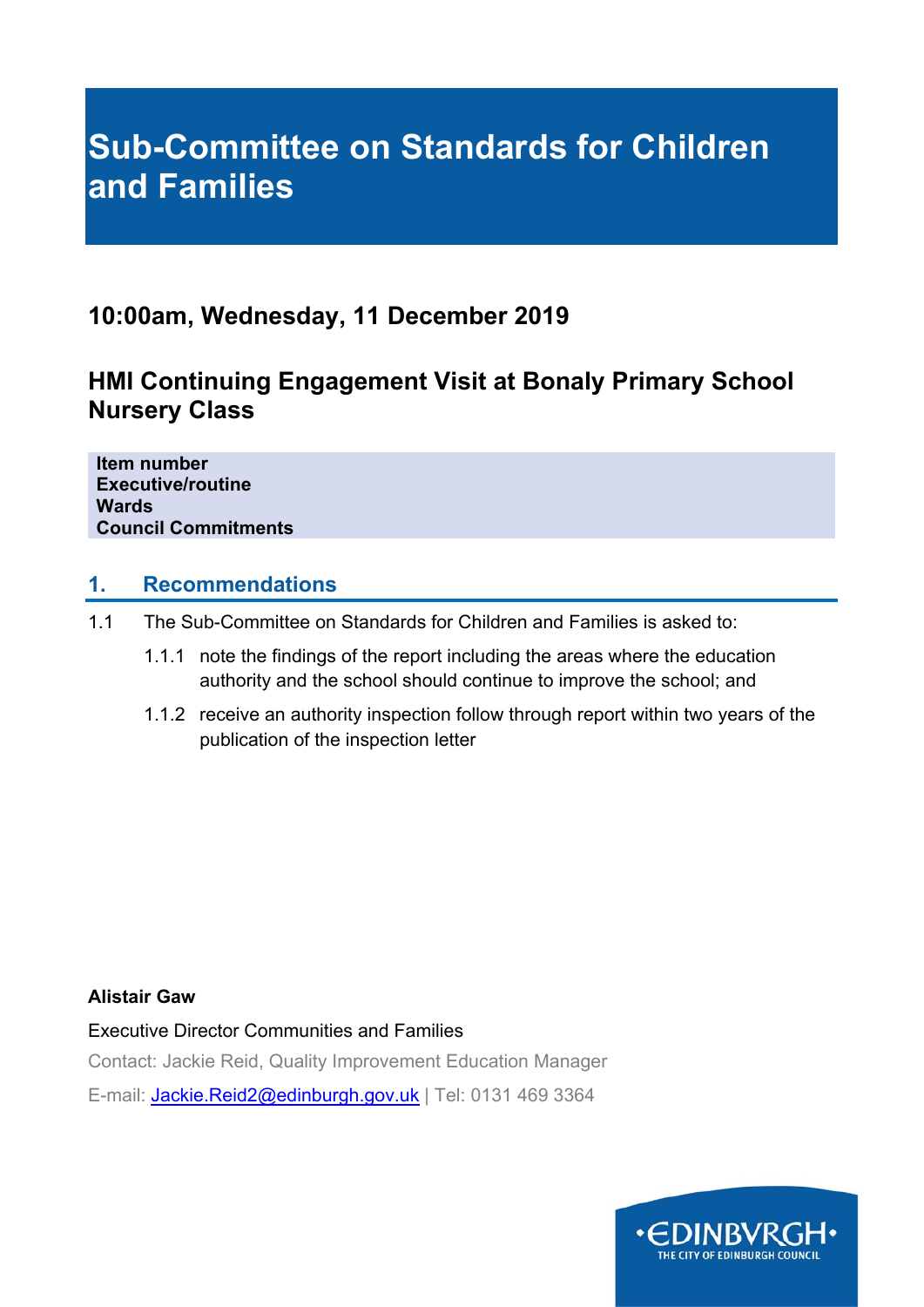# Sub-Committee on Standards for Children and Families

## 10:00am, Wednesday, 11 December 2019

## HMI Continuing Engagement Visit at Bonaly Primary School Nursery Class

**Item number**
**Executive/routine**
**Wards**
**Council Commitments**

## 1. Recommendations

1.1 The Sub-Committee on Standards for Children and Families is asked to:

1.1.1 note the findings of the report including the areas where the education authority and the school should continue to improve the school; and

1.1.2 receive an authority inspection follow through report within two years of the publication of the inspection letter

**Alistair Gaw**

Executive Director Communities and Families

Contact: Jackie Reid, Quality Improvement Education Manager

E-mail: Jackie.Reid2@edinburgh.gov.uk | Tel: 0131 469 3364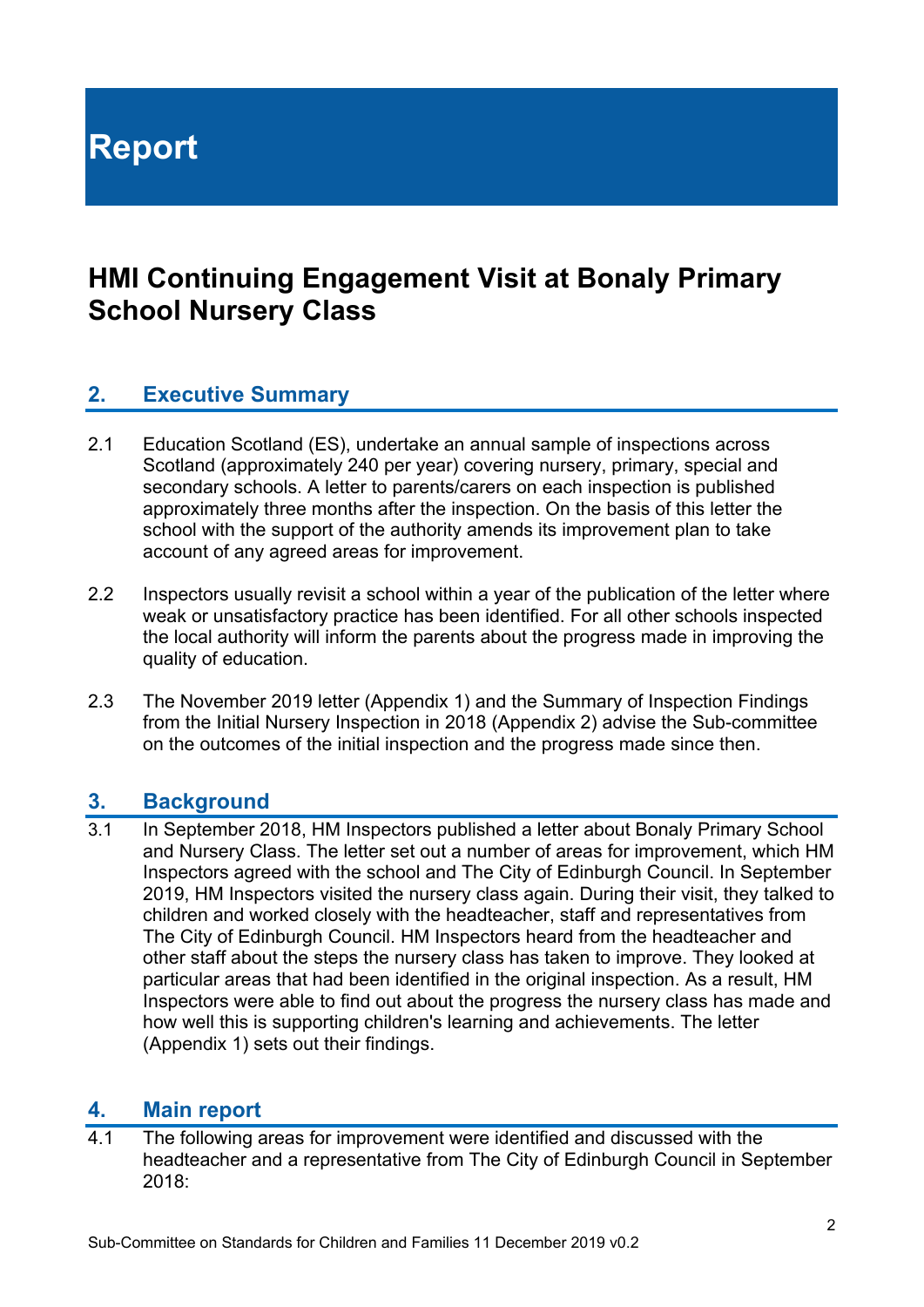# Report

# HMI Continuing Engagement Visit at Bonaly Primary School Nursery Class

## 2. Executive Summary

2.1 Education Scotland (ES), undertake an annual sample of inspections across Scotland (approximately 240 per year) covering nursery, primary, special and secondary schools. A letter to parents/carers on each inspection is published approximately three months after the inspection. On the basis of this letter the school with the support of the authority amends its improvement plan to take account of any agreed areas for improvement.

2.2 Inspectors usually revisit a school within a year of the publication of the letter where weak or unsatisfactory practice has been identified. For all other schools inspected the local authority will inform the parents about the progress made in improving the quality of education.

2.3 The November 2019 letter (Appendix 1) and the Summary of Inspection Findings from the Initial Nursery Inspection in 2018 (Appendix 2) advise the Sub-committee on the outcomes of the initial inspection and the progress made since then.

## 3. Background

3.1 In September 2018, HM Inspectors published a letter about Bonaly Primary School and Nursery Class. The letter set out a number of areas for improvement, which HM Inspectors agreed with the school and The City of Edinburgh Council. In September 2019, HM Inspectors visited the nursery class again. During their visit, they talked to children and worked closely with the headteacher, staff and representatives from The City of Edinburgh Council. HM Inspectors heard from the headteacher and other staff about the steps the nursery class has taken to improve. They looked at particular areas that had been identified in the original inspection. As a result, HM Inspectors were able to find out about the progress the nursery class has made and how well this is supporting children's learning and achievements. The letter (Appendix 1) sets out their findings.

## 4. Main report

4.1 The following areas for improvement were identified and discussed with the headteacher and a representative from The City of Edinburgh Council in September 2018: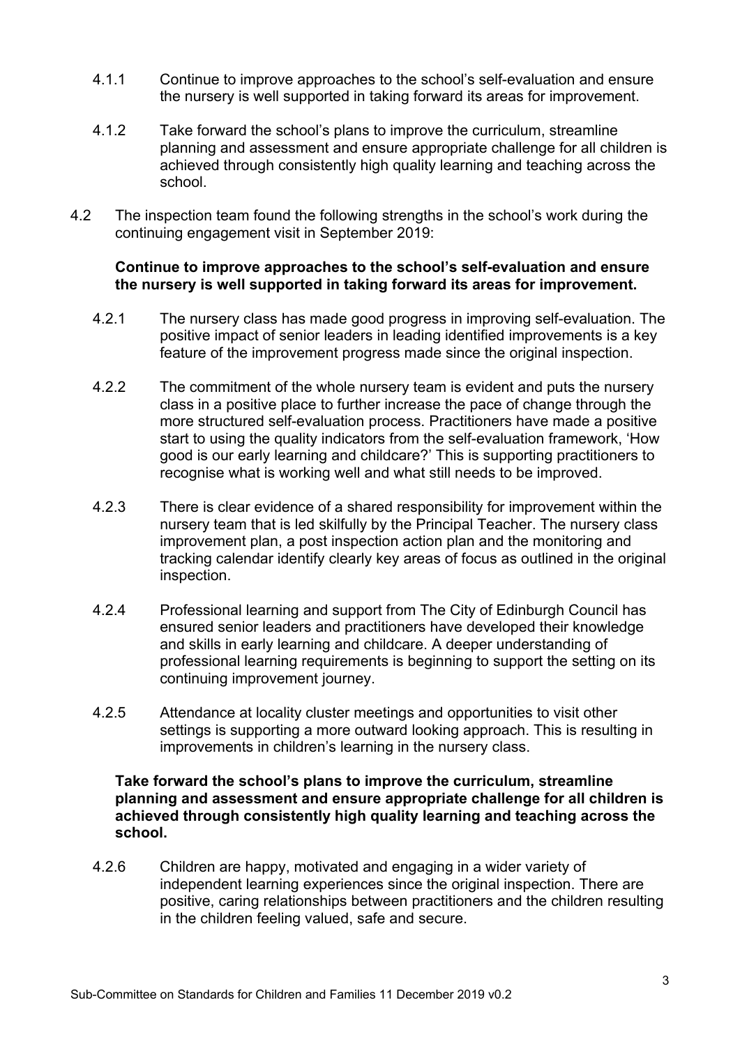4.1.1 Continue to improve approaches to the school's self-evaluation and ensure the nursery is well supported in taking forward its areas for improvement.

4.1.2 Take forward the school's plans to improve the curriculum, streamline planning and assessment and ensure appropriate challenge for all children is achieved through consistently high quality learning and teaching across the school.

4.2 The inspection team found the following strengths in the school's work during the continuing engagement visit in September 2019:

**Continue to improve approaches to the school's self-evaluation and ensure the nursery is well supported in taking forward its areas for improvement.**

4.2.1 The nursery class has made good progress in improving self-evaluation. The positive impact of senior leaders in leading identified improvements is a key feature of the improvement progress made since the original inspection.

4.2.2 The commitment of the whole nursery team is evident and puts the nursery class in a positive place to further increase the pace of change through the more structured self-evaluation process. Practitioners have made a positive start to using the quality indicators from the self-evaluation framework, 'How good is our early learning and childcare?' This is supporting practitioners to recognise what is working well and what still needs to be improved.

4.2.3 There is clear evidence of a shared responsibility for improvement within the nursery team that is led skilfully by the Principal Teacher. The nursery class improvement plan, a post inspection action plan and the monitoring and tracking calendar identify clearly key areas of focus as outlined in the original inspection.

4.2.4 Professional learning and support from The City of Edinburgh Council has ensured senior leaders and practitioners have developed their knowledge and skills in early learning and childcare. A deeper understanding of professional learning requirements is beginning to support the setting on its continuing improvement journey.

4.2.5 Attendance at locality cluster meetings and opportunities to visit other settings is supporting a more outward looking approach. This is resulting in improvements in children's learning in the nursery class.

**Take forward the school's plans to improve the curriculum, streamline planning and assessment and ensure appropriate challenge for all children is achieved through consistently high quality learning and teaching across the school.**

4.2.6 Children are happy, motivated and engaging in a wider variety of independent learning experiences since the original inspection. There are positive, caring relationships between practitioners and the children resulting in the children feeling valued, safe and secure.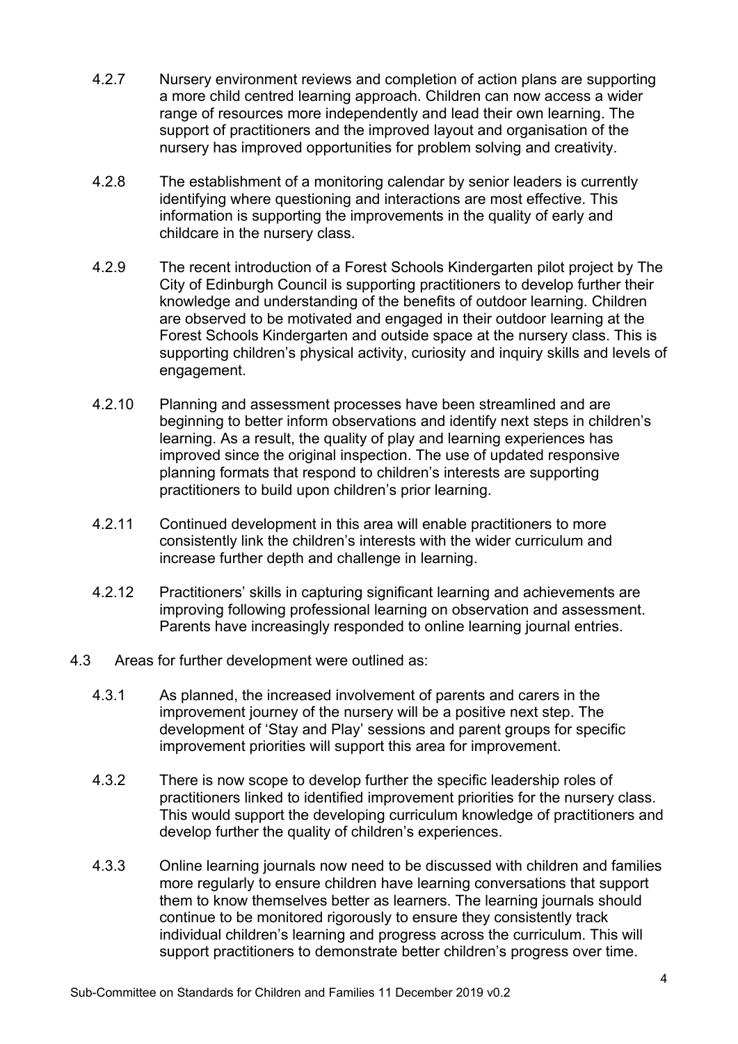4.2.7 Nursery environment reviews and completion of action plans are supporting a more child centred learning approach. Children can now access a wider range of resources more independently and lead their own learning. The support of practitioners and the improved layout and organisation of the nursery has improved opportunities for problem solving and creativity.

4.2.8 The establishment of a monitoring calendar by senior leaders is currently identifying where questioning and interactions are most effective. This information is supporting the improvements in the quality of early and childcare in the nursery class.

4.2.9 The recent introduction of a Forest Schools Kindergarten pilot project by The City of Edinburgh Council is supporting practitioners to develop further their knowledge and understanding of the benefits of outdoor learning. Children are observed to be motivated and engaged in their outdoor learning at the Forest Schools Kindergarten and outside space at the nursery class. This is supporting children's physical activity, curiosity and inquiry skills and levels of engagement.

4.2.10 Planning and assessment processes have been streamlined and are beginning to better inform observations and identify next steps in children's learning. As a result, the quality of play and learning experiences has improved since the original inspection. The use of updated responsive planning formats that respond to children's interests are supporting practitioners to build upon children's prior learning.

4.2.11 Continued development in this area will enable practitioners to more consistently link the children's interests with the wider curriculum and increase further depth and challenge in learning.

4.2.12 Practitioners' skills in capturing significant learning and achievements are improving following professional learning on observation and assessment. Parents have increasingly responded to online learning journal entries.

4.3 Areas for further development were outlined as:

4.3.1 As planned, the increased involvement of parents and carers in the improvement journey of the nursery will be a positive next step. The development of 'Stay and Play' sessions and parent groups for specific improvement priorities will support this area for improvement.

4.3.2 There is now scope to develop further the specific leadership roles of practitioners linked to identified improvement priorities for the nursery class. This would support the developing curriculum knowledge of practitioners and develop further the quality of children's experiences.

4.3.3 Online learning journals now need to be discussed with children and families more regularly to ensure children have learning conversations that support them to know themselves better as learners. The learning journals should continue to be monitored rigorously to ensure they consistently track individual children's learning and progress across the curriculum. This will support practitioners to demonstrate better children's progress over time.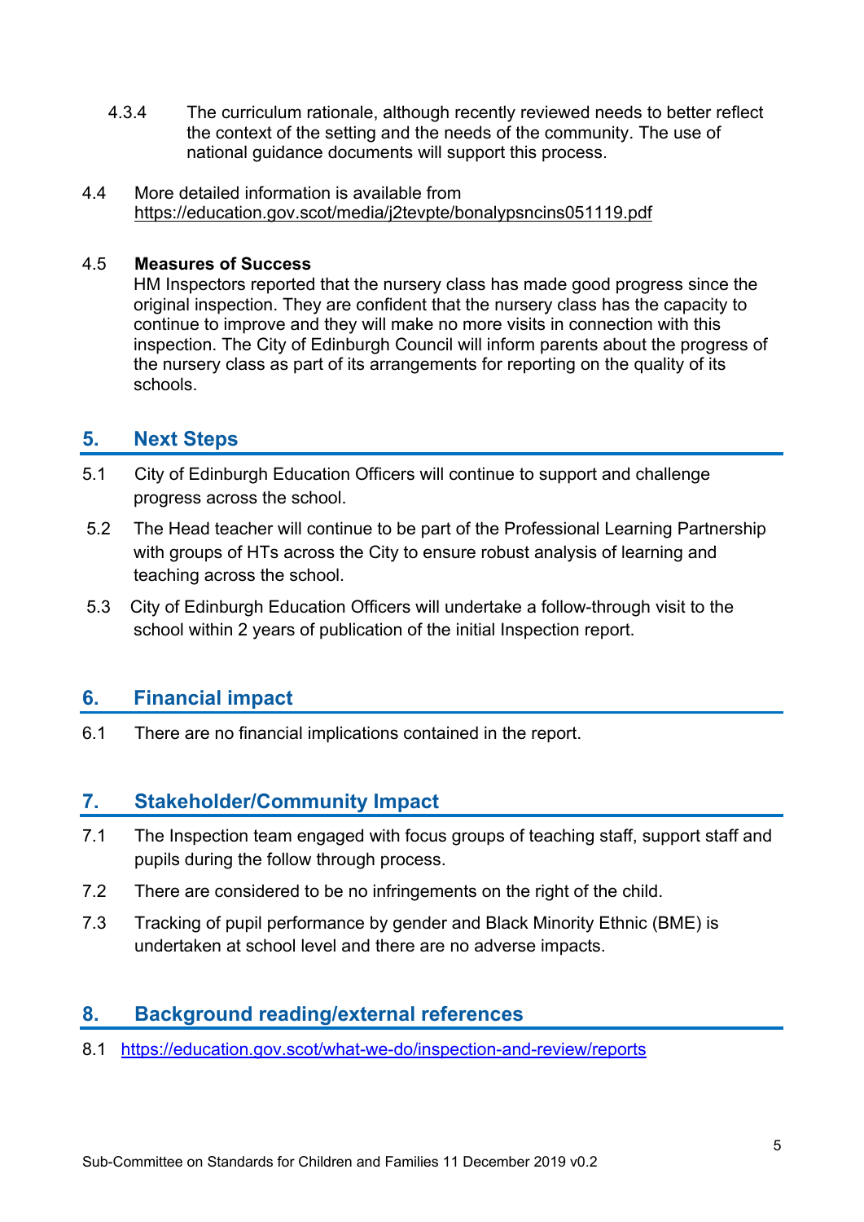4.3.4 The curriculum rationale, although recently reviewed needs to better reflect the context of the setting and the needs of the community. The use of national guidance documents will support this process.

4.4 More detailed information is available from https://education.gov.scot/media/j2tevpte/bonalypsncins051119.pdf

4.5 **Measures of Success**

HM Inspectors reported that the nursery class has made good progress since the original inspection. They are confident that the nursery class has the capacity to continue to improve and they will make no more visits in connection with this inspection. The City of Edinburgh Council will inform parents about the progress of the nursery class as part of its arrangements for reporting on the quality of its schools.

## 5. Next Steps

5.1 City of Edinburgh Education Officers will continue to support and challenge progress across the school.

5.2 The Head teacher will continue to be part of the Professional Learning Partnership with groups of HTs across the City to ensure robust analysis of learning and teaching across the school.

5.3 City of Edinburgh Education Officers will undertake a follow-through visit to the school within 2 years of publication of the initial Inspection report.

## 6. Financial impact

6.1 There are no financial implications contained in the report.

## 7. Stakeholder/Community Impact

7.1 The Inspection team engaged with focus groups of teaching staff, support staff and pupils during the follow through process.

7.2 There are considered to be no infringements on the right of the child.

7.3 Tracking of pupil performance by gender and Black Minority Ethnic (BME) is undertaken at school level and there are no adverse impacts.

## 8. Background reading/external references

8.1 https://education.gov.scot/what-we-do/inspection-and-review/reports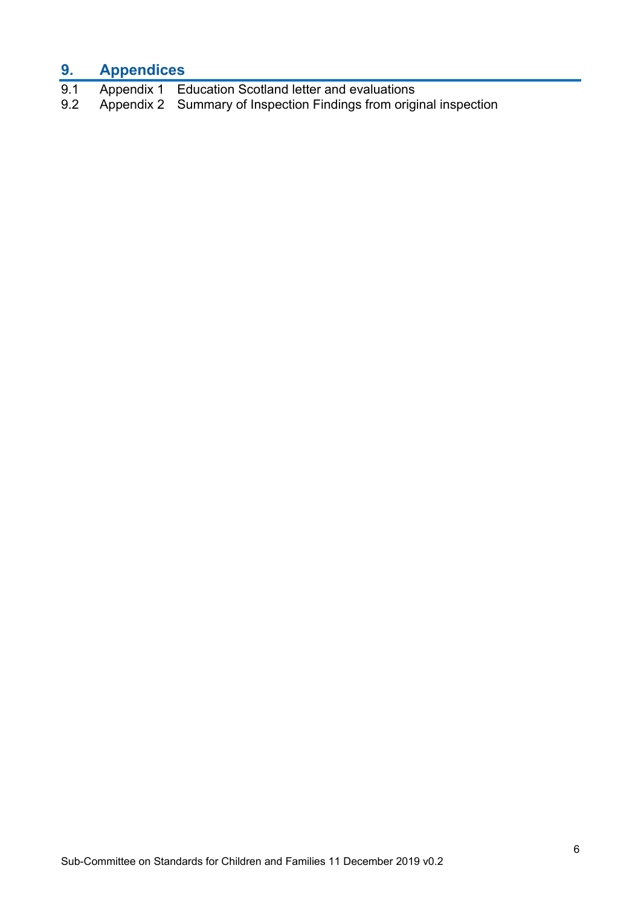## 9. Appendices

9.1 Appendix 1 Education Scotland letter and evaluations

9.2 Appendix 2 Summary of Inspection Findings from original inspection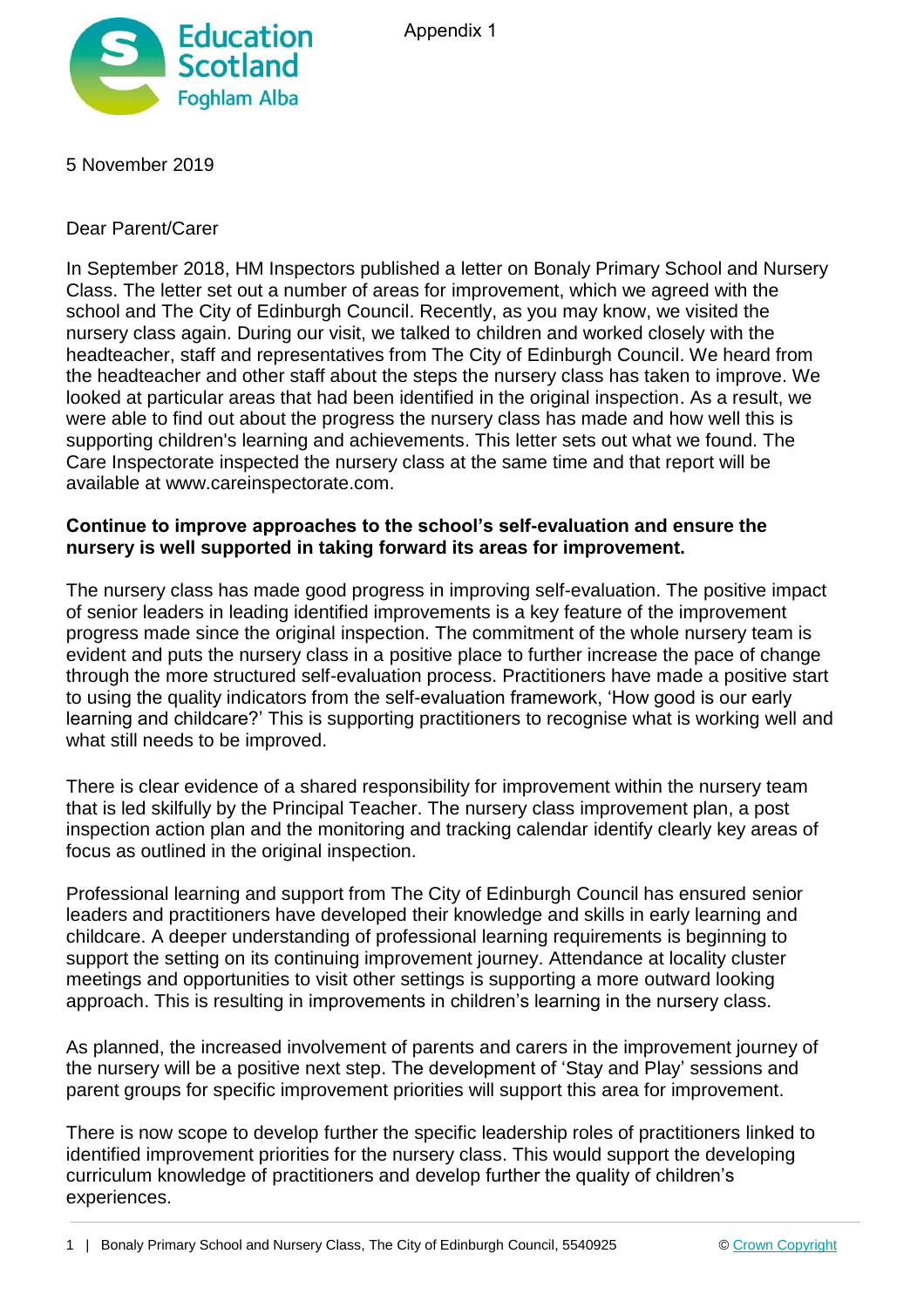Appendix 1

5 November 2019

Dear Parent/Carer

In September 2018, HM Inspectors published a letter on Bonaly Primary School and Nursery Class. The letter set out a number of areas for improvement, which we agreed with the school and The City of Edinburgh Council. Recently, as you may know, we visited the nursery class again. During our visit, we talked to children and worked closely with the headteacher, staff and representatives from The City of Edinburgh Council. We heard from the headteacher and other staff about the steps the nursery class has taken to improve. We looked at particular areas that had been identified in the original inspection. As a result, we were able to find out about the progress the nursery class has made and how well this is supporting children's learning and achievements. This letter sets out what we found. The Care Inspectorate inspected the nursery class at the same time and that report will be available at www.careinspectorate.com.

**Continue to improve approaches to the school's self-evaluation and ensure the nursery is well supported in taking forward its areas for improvement.**

The nursery class has made good progress in improving self-evaluation. The positive impact of senior leaders in leading identified improvements is a key feature of the improvement progress made since the original inspection. The commitment of the whole nursery team is evident and puts the nursery class in a positive place to further increase the pace of change through the more structured self-evaluation process. Practitioners have made a positive start to using the quality indicators from the self-evaluation framework, 'How good is our early learning and childcare?' This is supporting practitioners to recognise what is working well and what still needs to be improved.

There is clear evidence of a shared responsibility for improvement within the nursery team that is led skilfully by the Principal Teacher. The nursery class improvement plan, a post inspection action plan and the monitoring and tracking calendar identify clearly key areas of focus as outlined in the original inspection.

Professional learning and support from The City of Edinburgh Council has ensured senior leaders and practitioners have developed their knowledge and skills in early learning and childcare. A deeper understanding of professional learning requirements is beginning to support the setting on its continuing improvement journey. Attendance at locality cluster meetings and opportunities to visit other settings is supporting a more outward looking approach. This is resulting in improvements in children's learning in the nursery class.

As planned, the increased involvement of parents and carers in the improvement journey of the nursery will be a positive next step. The development of 'Stay and Play' sessions and parent groups for specific improvement priorities will support this area for improvement.

There is now scope to develop further the specific leadership roles of practitioners linked to identified improvement priorities for the nursery class. This would support the developing curriculum knowledge of practitioners and develop further the quality of children's experiences.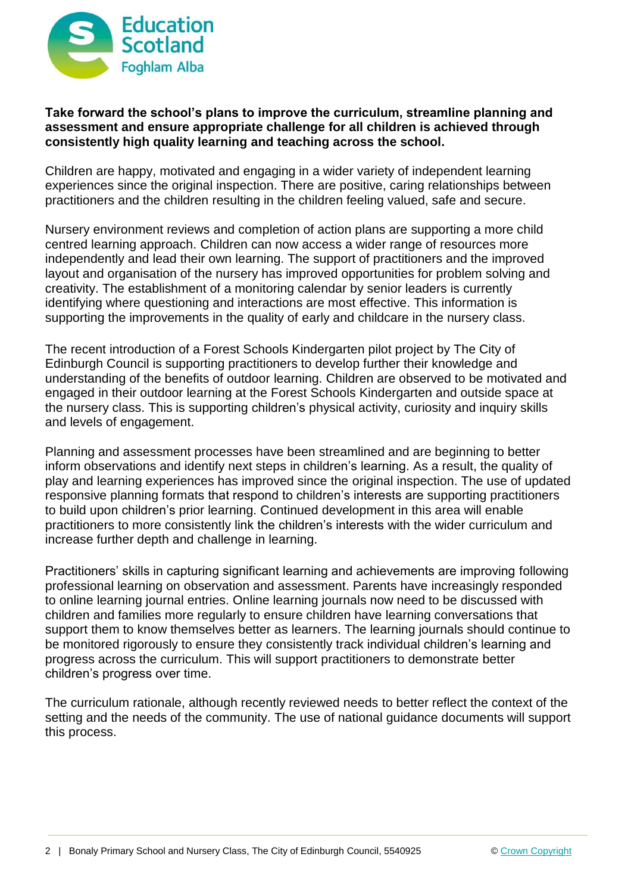**Take forward the school's plans to improve the curriculum, streamline planning and assessment and ensure appropriate challenge for all children is achieved through consistently high quality learning and teaching across the school.**

Children are happy, motivated and engaging in a wider variety of independent learning experiences since the original inspection. There are positive, caring relationships between practitioners and the children resulting in the children feeling valued, safe and secure.

Nursery environment reviews and completion of action plans are supporting a more child centred learning approach. Children can now access a wider range of resources more independently and lead their own learning. The support of practitioners and the improved layout and organisation of the nursery has improved opportunities for problem solving and creativity. The establishment of a monitoring calendar by senior leaders is currently identifying where questioning and interactions are most effective. This information is supporting the improvements in the quality of early and childcare in the nursery class.

The recent introduction of a Forest Schools Kindergarten pilot project by The City of Edinburgh Council is supporting practitioners to develop further their knowledge and understanding of the benefits of outdoor learning. Children are observed to be motivated and engaged in their outdoor learning at the Forest Schools Kindergarten and outside space at the nursery class. This is supporting children's physical activity, curiosity and inquiry skills and levels of engagement.

Planning and assessment processes have been streamlined and are beginning to better inform observations and identify next steps in children's learning. As a result, the quality of play and learning experiences has improved since the original inspection. The use of updated responsive planning formats that respond to children's interests are supporting practitioners to build upon children's prior learning. Continued development in this area will enable practitioners to more consistently link the children's interests with the wider curriculum and increase further depth and challenge in learning.

Practitioners' skills in capturing significant learning and achievements are improving following professional learning on observation and assessment. Parents have increasingly responded to online learning journal entries. Online learning journals now need to be discussed with children and families more regularly to ensure children have learning conversations that support them to know themselves better as learners. The learning journals should continue to be monitored rigorously to ensure they consistently track individual children's learning and progress across the curriculum. This will support practitioners to demonstrate better children's progress over time.

The curriculum rationale, although recently reviewed needs to better reflect the context of the setting and the needs of the community. The use of national guidance documents will support this process.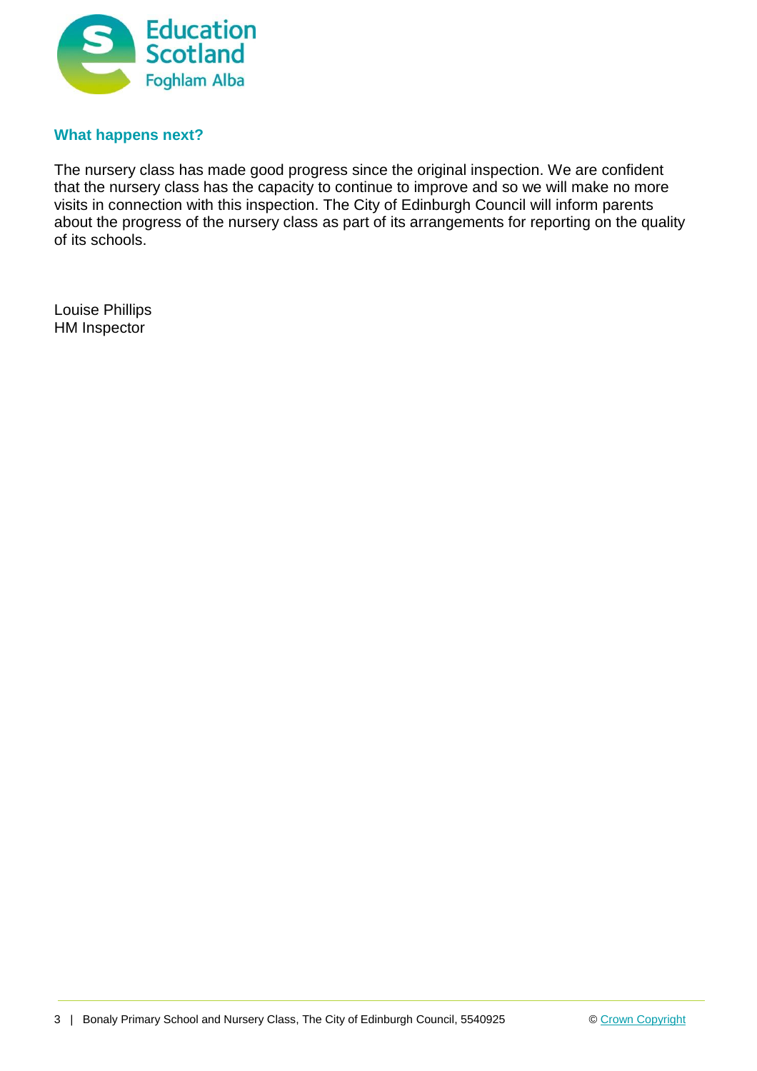## What happens next?

The nursery class has made good progress since the original inspection. We are confident that the nursery class has the capacity to continue to improve and so we will make no more visits in connection with this inspection. The City of Edinburgh Council will inform parents about the progress of the nursery class as part of its arrangements for reporting on the quality of its schools.

Louise Phillips
HM Inspector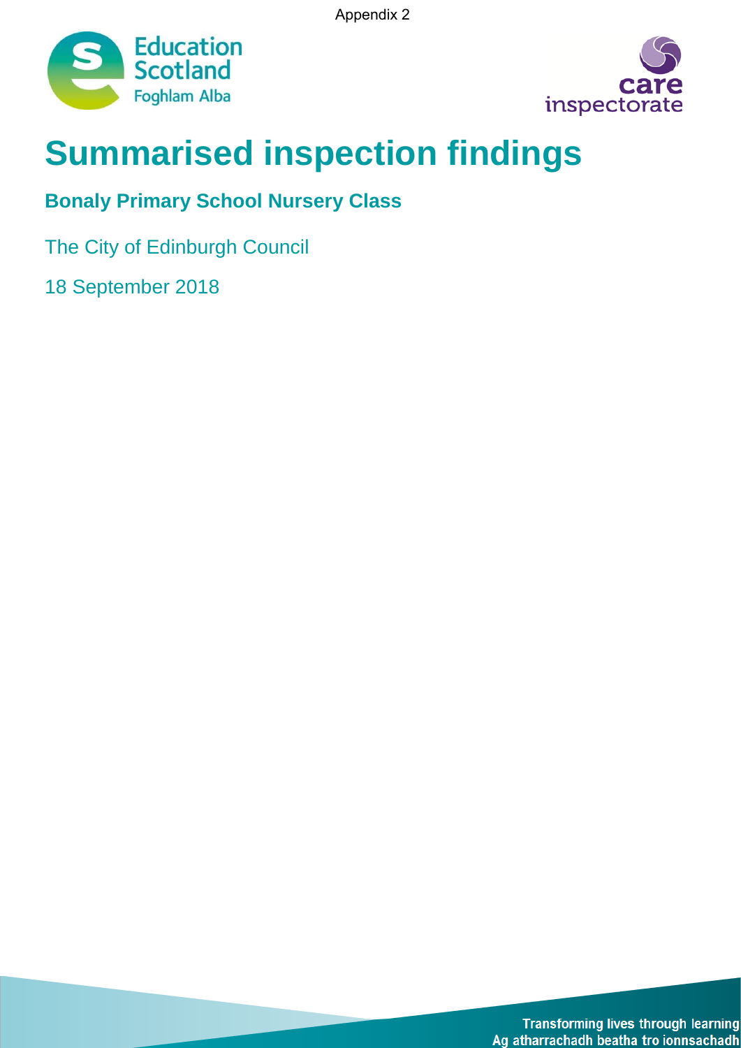Appendix 2

# Summarised inspection findings

## Bonaly Primary School Nursery Class

The City of Edinburgh Council

18 September 2018

Transforming lives through learning
Ag atharrachadh beatha tro ionnsachadh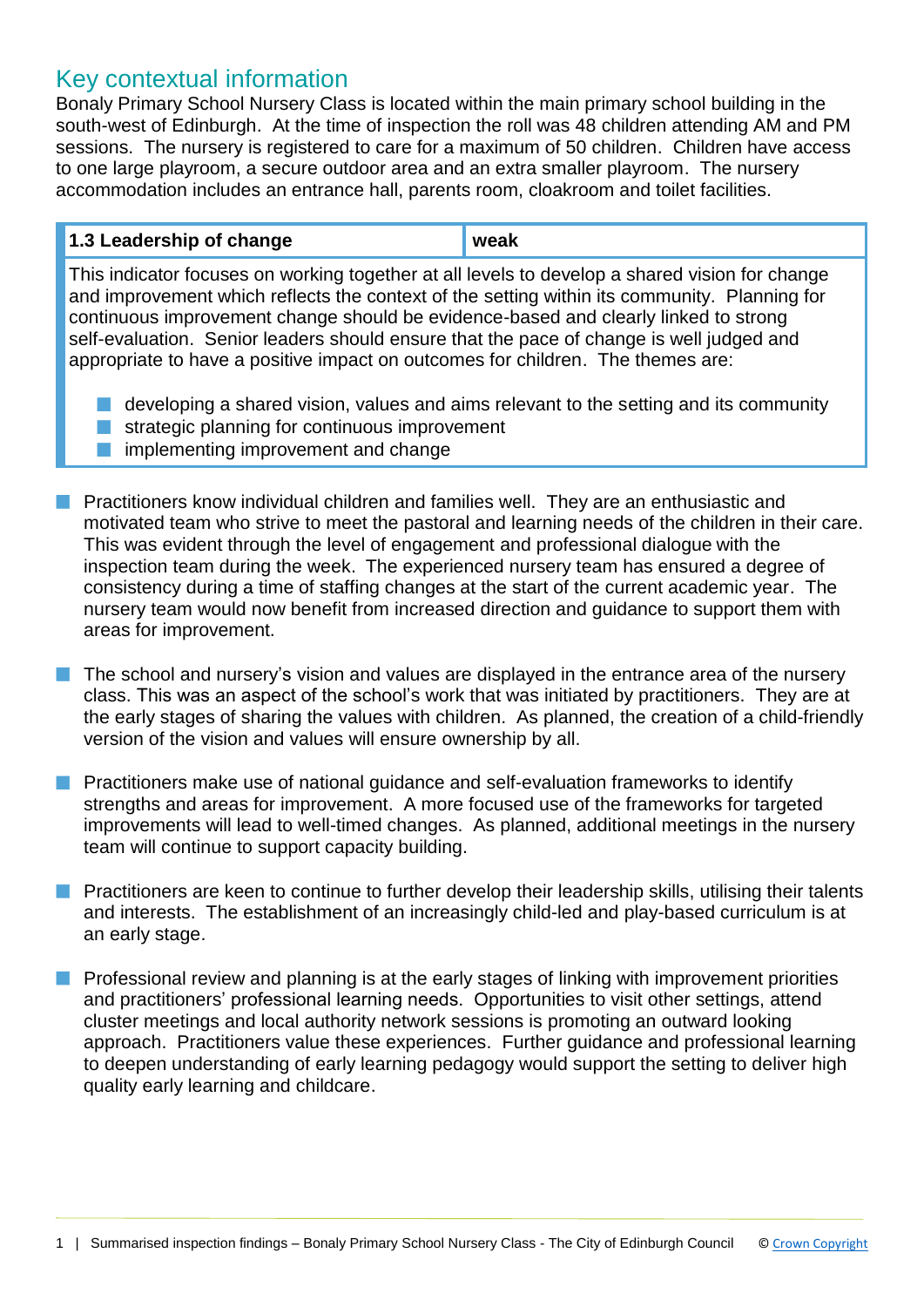## Key contextual information

Bonaly Primary School Nursery Class is located within the main primary school building in the south-west of Edinburgh. At the time of inspection the roll was 48 children attending AM and PM sessions. The nursery is registered to care for a maximum of 50 children. Children have access to one large playroom, a secure outdoor area and an extra smaller playroom. The nursery accommodation includes an entrance hall, parents room, cloakroom and toilet facilities.

| 1.3 Leadership of change | weak |
| --- | --- |

This indicator focuses on working together at all levels to develop a shared vision for change and improvement which reflects the context of the setting within its community. Planning for continuous improvement change should be evidence-based and clearly linked to strong self-evaluation. Senior leaders should ensure that the pace of change is well judged and appropriate to have a positive impact on outcomes for children. The themes are:

- developing a shared vision, values and aims relevant to the setting and its community
- strategic planning for continuous improvement
- implementing improvement and change

- Practitioners know individual children and families well. They are an enthusiastic and motivated team who strive to meet the pastoral and learning needs of the children in their care. This was evident through the level of engagement and professional dialogue with the inspection team during the week. The experienced nursery team has ensured a degree of consistency during a time of staffing changes at the start of the current academic year. The nursery team would now benefit from increased direction and guidance to support them with areas for improvement.
- The school and nursery's vision and values are displayed in the entrance area of the nursery class. This was an aspect of the school's work that was initiated by practitioners. They are at the early stages of sharing the values with children. As planned, the creation of a child-friendly version of the vision and values will ensure ownership by all.
- Practitioners make use of national guidance and self-evaluation frameworks to identify strengths and areas for improvement. A more focused use of the frameworks for targeted improvements will lead to well-timed changes. As planned, additional meetings in the nursery team will continue to support capacity building.
- Practitioners are keen to continue to further develop their leadership skills, utilising their talents and interests. The establishment of an increasingly child-led and play-based curriculum is at an early stage.
- Professional review and planning is at the early stages of linking with improvement priorities and practitioners' professional learning needs. Opportunities to visit other settings, attend cluster meetings and local authority network sessions is promoting an outward looking approach. Practitioners value these experiences. Further guidance and professional learning to deepen understanding of early learning pedagogy would support the setting to deliver high quality early learning and childcare.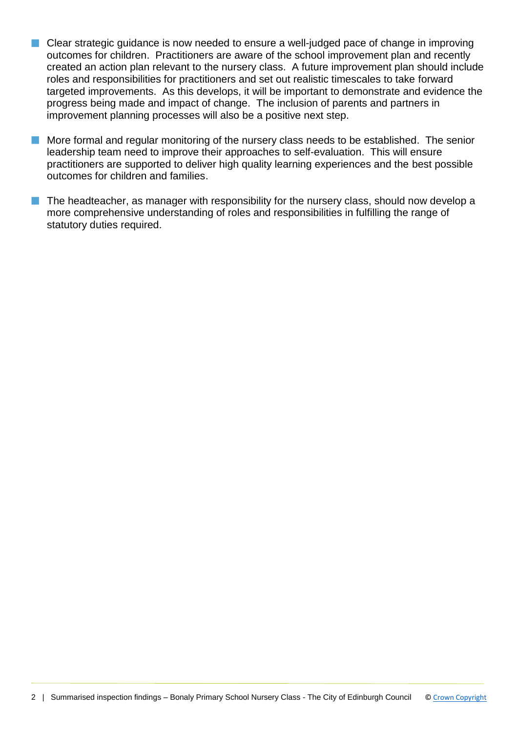- Clear strategic guidance is now needed to ensure a well-judged pace of change in improving outcomes for children. Practitioners are aware of the school improvement plan and recently created an action plan relevant to the nursery class. A future improvement plan should include roles and responsibilities for practitioners and set out realistic timescales to take forward targeted improvements. As this develops, it will be important to demonstrate and evidence the progress being made and impact of change. The inclusion of parents and partners in improvement planning processes will also be a positive next step.

- More formal and regular monitoring of the nursery class needs to be established. The senior leadership team need to improve their approaches to self-evaluation. This will ensure practitioners are supported to deliver high quality learning experiences and the best possible outcomes for children and families.

- The headteacher, as manager with responsibility for the nursery class, should now develop a more comprehensive understanding of roles and responsibilities in fulfilling the range of statutory duties required.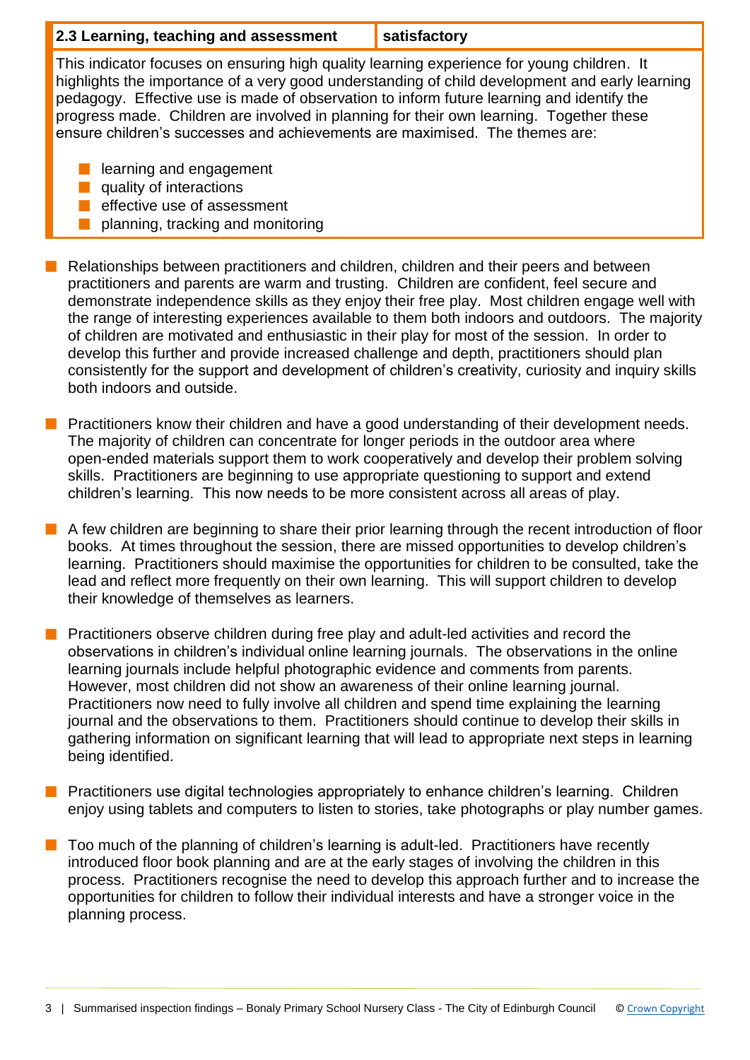| 2.3 Learning, teaching and assessment | satisfactory |
| --- | --- |

This indicator focuses on ensuring high quality learning experience for young children. It highlights the importance of a very good understanding of child development and early learning pedagogy. Effective use is made of observation to inform future learning and identify the progress made. Children are involved in planning for their own learning. Together these ensure children's successes and achievements are maximised. The themes are:

- learning and engagement
- quality of interactions
- effective use of assessment
- planning, tracking and monitoring

- Relationships between practitioners and children, children and their peers and between practitioners and parents are warm and trusting. Children are confident, feel secure and demonstrate independence skills as they enjoy their free play. Most children engage well with the range of interesting experiences available to them both indoors and outdoors. The majority of children are motivated and enthusiastic in their play for most of the session. In order to develop this further and provide increased challenge and depth, practitioners should plan consistently for the support and development of children's creativity, curiosity and inquiry skills both indoors and outside.

- Practitioners know their children and have a good understanding of their development needs. The majority of children can concentrate for longer periods in the outdoor area where open-ended materials support them to work cooperatively and develop their problem solving skills. Practitioners are beginning to use appropriate questioning to support and extend children's learning. This now needs to be more consistent across all areas of play.

- A few children are beginning to share their prior learning through the recent introduction of floor books. At times throughout the session, there are missed opportunities to develop children's learning. Practitioners should maximise the opportunities for children to be consulted, take the lead and reflect more frequently on their own learning. This will support children to develop their knowledge of themselves as learners.

- Practitioners observe children during free play and adult-led activities and record the observations in children's individual online learning journals. The observations in the online learning journals include helpful photographic evidence and comments from parents. However, most children did not show an awareness of their online learning journal. Practitioners now need to fully involve all children and spend time explaining the learning journal and the observations to them. Practitioners should continue to develop their skills in gathering information on significant learning that will lead to appropriate next steps in learning being identified.

- Practitioners use digital technologies appropriately to enhance children's learning. Children enjoy using tablets and computers to listen to stories, take photographs or play number games.

- Too much of the planning of children's learning is adult-led. Practitioners have recently introduced floor book planning and are at the early stages of involving the children in this process. Practitioners recognise the need to develop this approach further and to increase the opportunities for children to follow their individual interests and have a stronger voice in the planning process.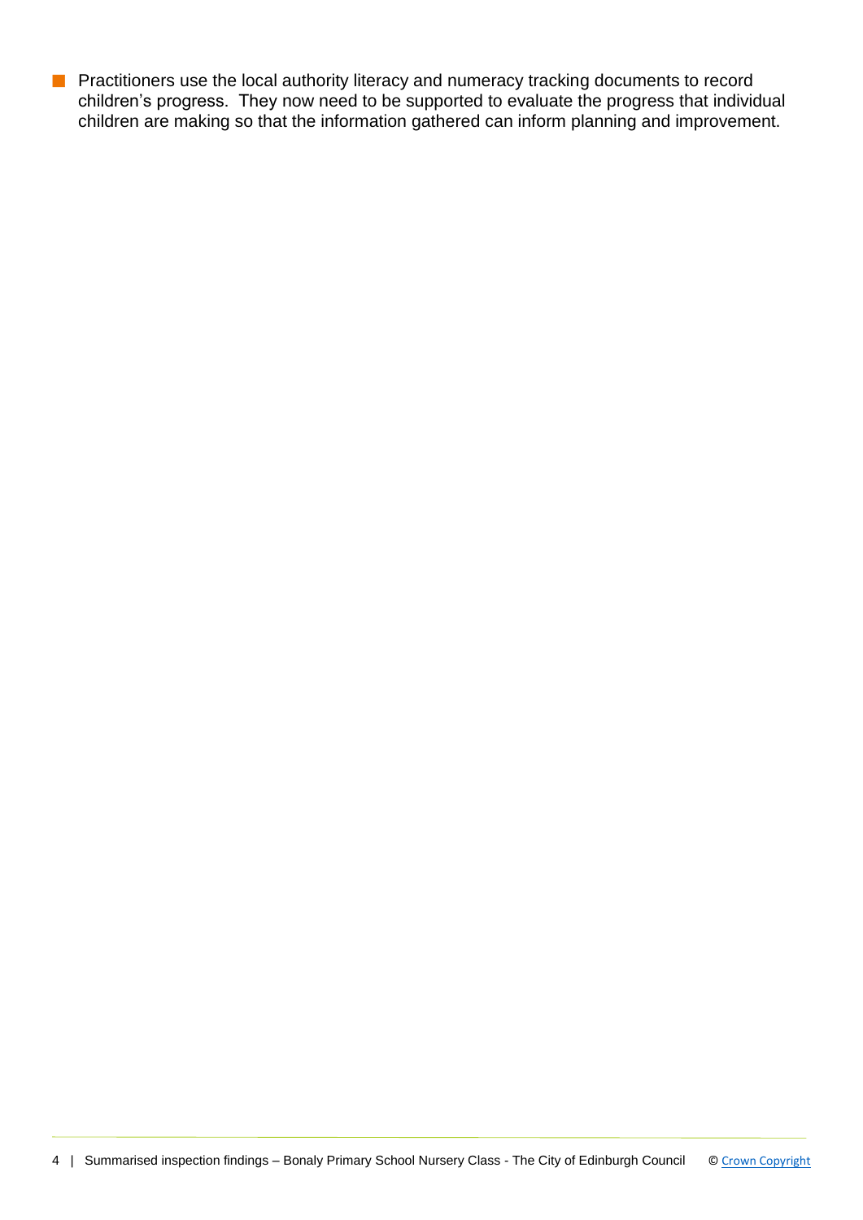- Practitioners use the local authority literacy and numeracy tracking documents to record children's progress. They now need to be supported to evaluate the progress that individual children are making so that the information gathered can inform planning and improvement.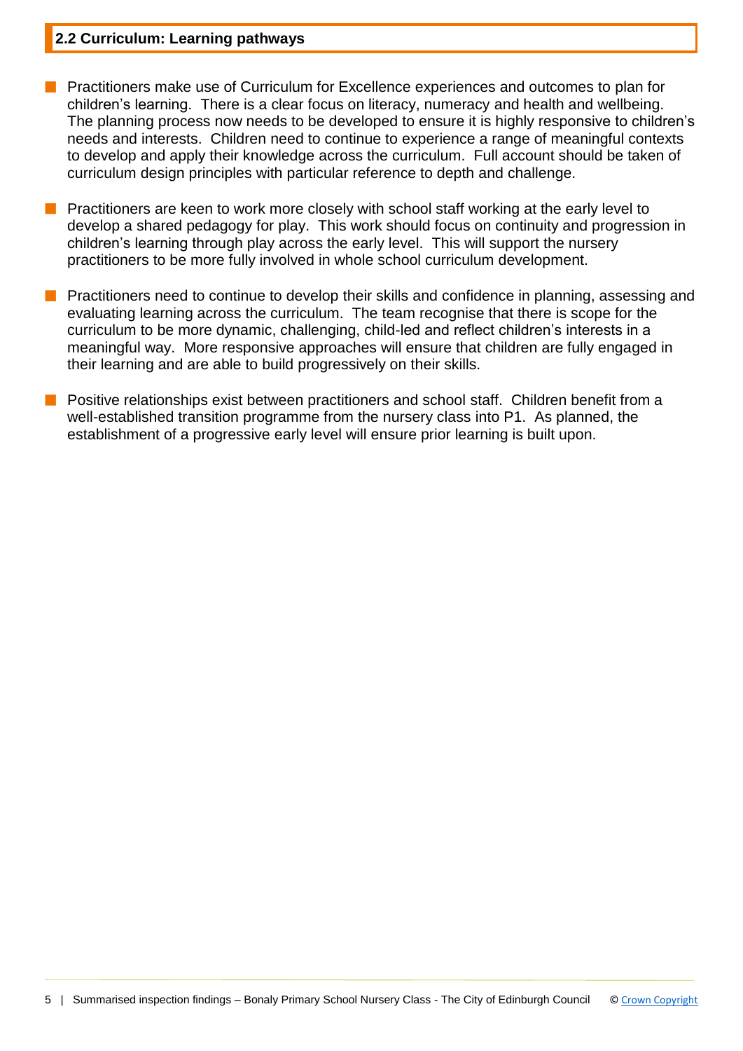## 2.2 Curriculum: Learning pathways

- Practitioners make use of Curriculum for Excellence experiences and outcomes to plan for children's learning. There is a clear focus on literacy, numeracy and health and wellbeing. The planning process now needs to be developed to ensure it is highly responsive to children's needs and interests. Children need to continue to experience a range of meaningful contexts to develop and apply their knowledge across the curriculum. Full account should be taken of curriculum design principles with particular reference to depth and challenge.
- Practitioners are keen to work more closely with school staff working at the early level to develop a shared pedagogy for play. This work should focus on continuity and progression in children's learning through play across the early level. This will support the nursery practitioners to be more fully involved in whole school curriculum development.
- Practitioners need to continue to develop their skills and confidence in planning, assessing and evaluating learning across the curriculum. The team recognise that there is scope for the curriculum to be more dynamic, challenging, child-led and reflect children's interests in a meaningful way. More responsive approaches will ensure that children are fully engaged in their learning and are able to build progressively on their skills.
- Positive relationships exist between practitioners and school staff. Children benefit from a well-established transition programme from the nursery class into P1. As planned, the establishment of a progressive early level will ensure prior learning is built upon.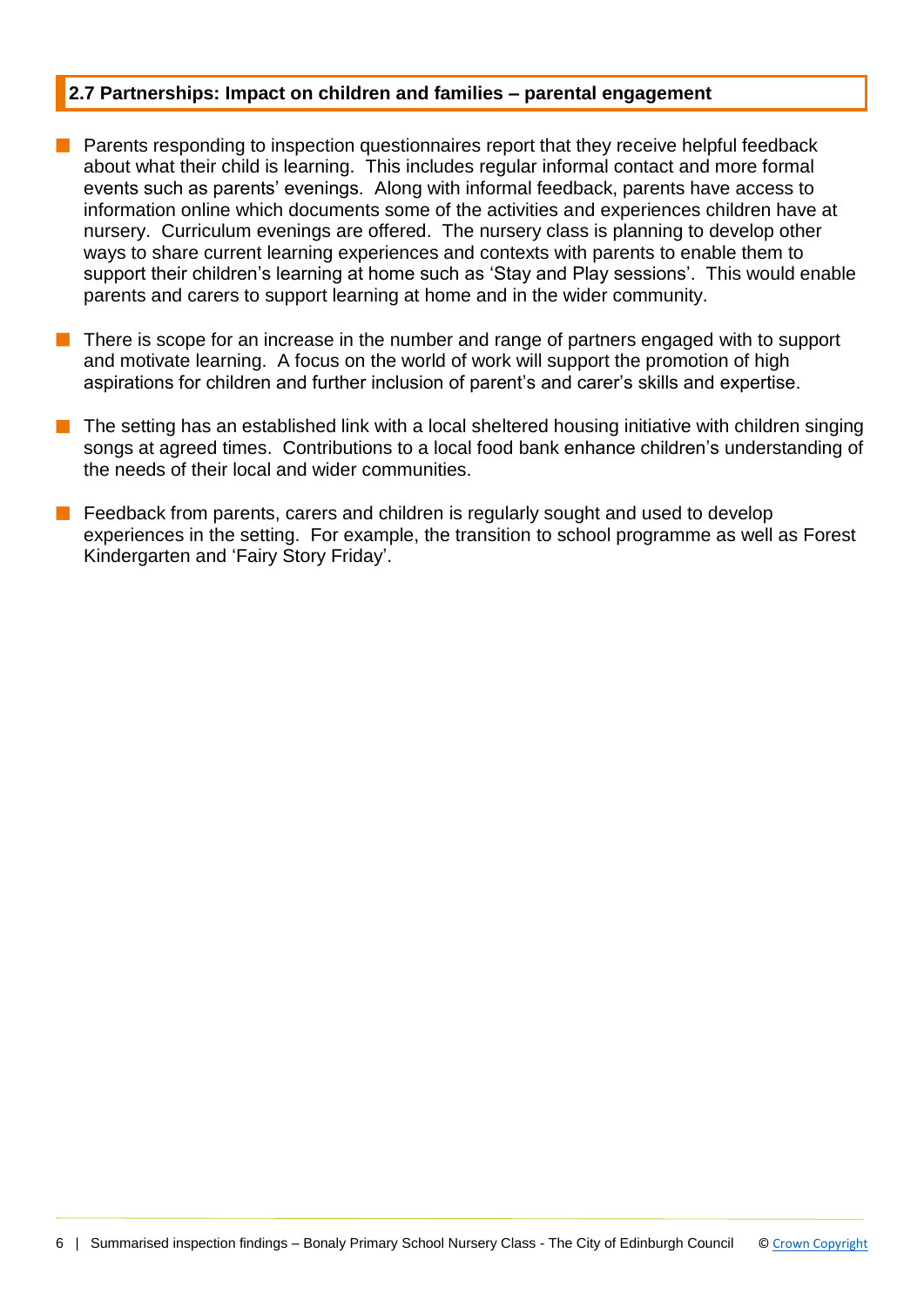## 2.7 Partnerships: Impact on children and families – parental engagement

- Parents responding to inspection questionnaires report that they receive helpful feedback about what their child is learning. This includes regular informal contact and more formal events such as parents' evenings. Along with informal feedback, parents have access to information online which documents some of the activities and experiences children have at nursery. Curriculum evenings are offered. The nursery class is planning to develop other ways to share current learning experiences and contexts with parents to enable them to support their children's learning at home such as 'Stay and Play sessions'. This would enable parents and carers to support learning at home and in the wider community.
- There is scope for an increase in the number and range of partners engaged with to support and motivate learning. A focus on the world of work will support the promotion of high aspirations for children and further inclusion of parent's and carer's skills and expertise.
- The setting has an established link with a local sheltered housing initiative with children singing songs at agreed times. Contributions to a local food bank enhance children's understanding of the needs of their local and wider communities.
- Feedback from parents, carers and children is regularly sought and used to develop experiences in the setting. For example, the transition to school programme as well as Forest Kindergarten and 'Fairy Story Friday'.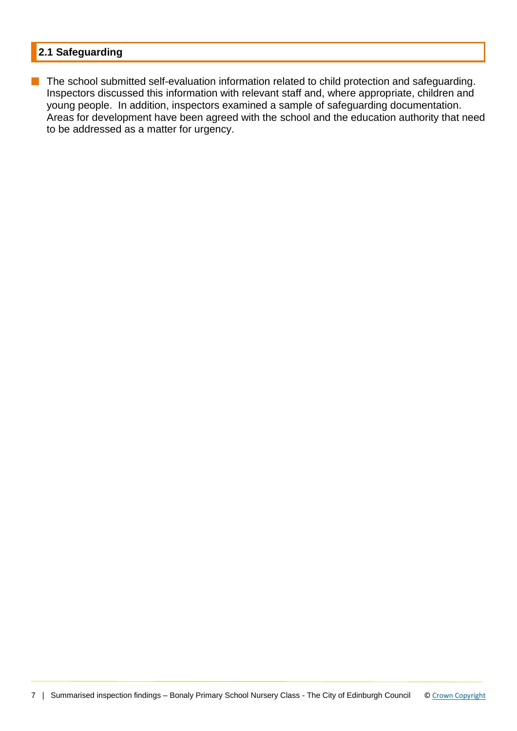## 2.1 Safeguarding

- The school submitted self-evaluation information related to child protection and safeguarding. Inspectors discussed this information with relevant staff and, where appropriate, children and young people. In addition, inspectors examined a sample of safeguarding documentation. Areas for development have been agreed with the school and the education authority that need to be addressed as a matter for urgency.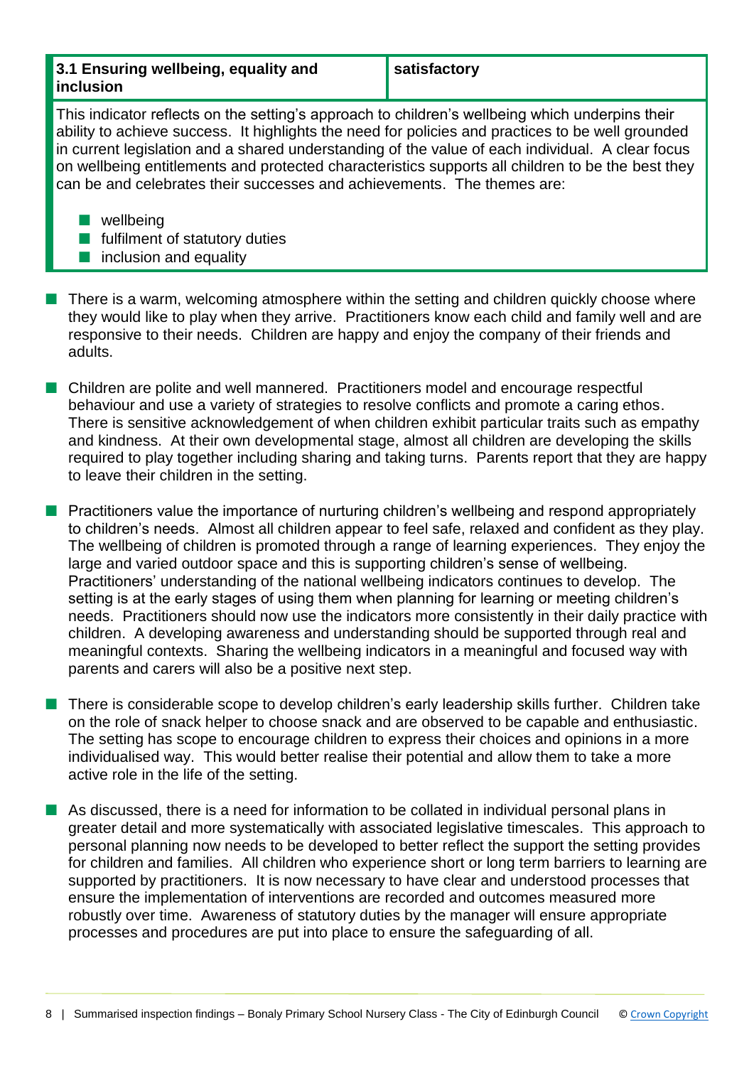| 3.1 Ensuring wellbeing, equality and inclusion | satisfactory |
| --- | --- |

This indicator reflects on the setting's approach to children's wellbeing which underpins their ability to achieve success. It highlights the need for policies and practices to be well grounded in current legislation and a shared understanding of the value of each individual. A clear focus on wellbeing entitlements and protected characteristics supports all children to be the best they can be and celebrates their successes and achievements. The themes are:

- wellbeing
- fulfilment of statutory duties
- inclusion and equality

- There is a warm, welcoming atmosphere within the setting and children quickly choose where they would like to play when they arrive. Practitioners know each child and family well and are responsive to their needs. Children are happy and enjoy the company of their friends and adults.

- Children are polite and well mannered. Practitioners model and encourage respectful behaviour and use a variety of strategies to resolve conflicts and promote a caring ethos. There is sensitive acknowledgement of when children exhibit particular traits such as empathy and kindness. At their own developmental stage, almost all children are developing the skills required to play together including sharing and taking turns. Parents report that they are happy to leave their children in the setting.

- Practitioners value the importance of nurturing children's wellbeing and respond appropriately to children's needs. Almost all children appear to feel safe, relaxed and confident as they play. The wellbeing of children is promoted through a range of learning experiences. They enjoy the large and varied outdoor space and this is supporting children's sense of wellbeing. Practitioners' understanding of the national wellbeing indicators continues to develop. The setting is at the early stages of using them when planning for learning or meeting children's needs. Practitioners should now use the indicators more consistently in their daily practice with children. A developing awareness and understanding should be supported through real and meaningful contexts. Sharing the wellbeing indicators in a meaningful and focused way with parents and carers will also be a positive next step.

- There is considerable scope to develop children's early leadership skills further. Children take on the role of snack helper to choose snack and are observed to be capable and enthusiastic. The setting has scope to encourage children to express their choices and opinions in a more individualised way. This would better realise their potential and allow them to take a more active role in the life of the setting.

- As discussed, there is a need for information to be collated in individual personal plans in greater detail and more systematically with associated legislative timescales. This approach to personal planning now needs to be developed to better reflect the support the setting provides for children and families. All children who experience short or long term barriers to learning are supported by practitioners. It is now necessary to have clear and understood processes that ensure the implementation of interventions are recorded and outcomes measured more robustly over time. Awareness of statutory duties by the manager will ensure appropriate processes and procedures are put into place to ensure the safeguarding of all.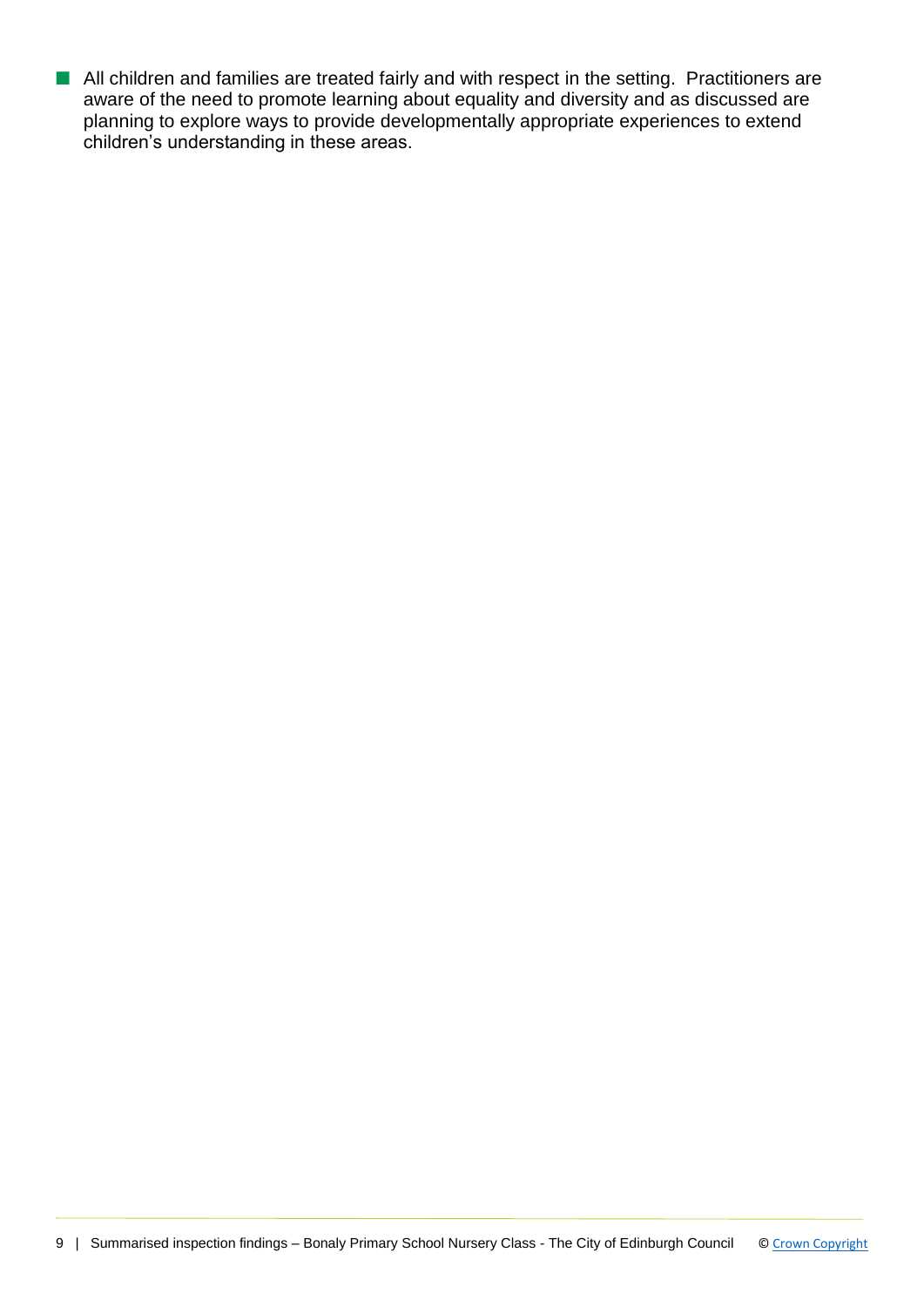- All children and families are treated fairly and with respect in the setting. Practitioners are aware of the need to promote learning about equality and diversity and as discussed are planning to explore ways to provide developmentally appropriate experiences to extend children's understanding in these areas.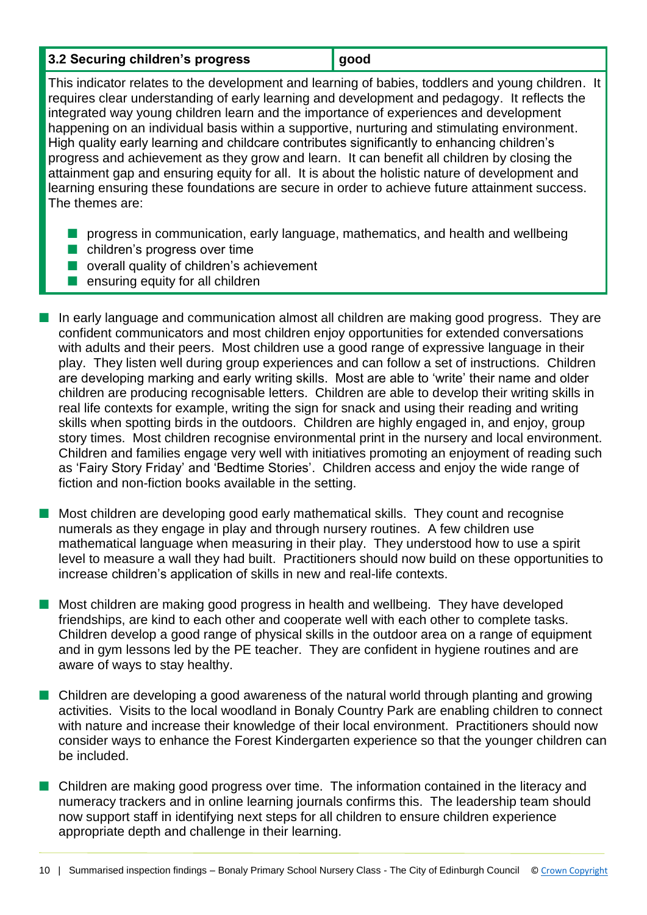| 3.2 Securing children's progress | good |
| --- | --- |

This indicator relates to the development and learning of babies, toddlers and young children. It requires clear understanding of early learning and development and pedagogy. It reflects the integrated way young children learn and the importance of experiences and development happening on an individual basis within a supportive, nurturing and stimulating environment. High quality early learning and childcare contributes significantly to enhancing children's progress and achievement as they grow and learn. It can benefit all children by closing the attainment gap and ensuring equity for all. It is about the holistic nature of development and learning ensuring these foundations are secure in order to achieve future attainment success. The themes are:

- progress in communication, early language, mathematics, and health and wellbeing
- children's progress over time
- overall quality of children's achievement
- ensuring equity for all children

- In early language and communication almost all children are making good progress. They are confident communicators and most children enjoy opportunities for extended conversations with adults and their peers. Most children use a good range of expressive language in their play. They listen well during group experiences and can follow a set of instructions. Children are developing marking and early writing skills. Most are able to 'write' their name and older children are producing recognisable letters. Children are able to develop their writing skills in real life contexts for example, writing the sign for snack and using their reading and writing skills when spotting birds in the outdoors. Children are highly engaged in, and enjoy, group story times. Most children recognise environmental print in the nursery and local environment. Children and families engage very well with initiatives promoting an enjoyment of reading such as 'Fairy Story Friday' and 'Bedtime Stories'. Children access and enjoy the wide range of fiction and non-fiction books available in the setting.

- Most children are developing good early mathematical skills. They count and recognise numerals as they engage in play and through nursery routines. A few children use mathematical language when measuring in their play. They understood how to use a spirit level to measure a wall they had built. Practitioners should now build on these opportunities to increase children's application of skills in new and real-life contexts.

- Most children are making good progress in health and wellbeing. They have developed friendships, are kind to each other and cooperate well with each other to complete tasks. Children develop a good range of physical skills in the outdoor area on a range of equipment and in gym lessons led by the PE teacher. They are confident in hygiene routines and are aware of ways to stay healthy.

- Children are developing a good awareness of the natural world through planting and growing activities. Visits to the local woodland in Bonaly Country Park are enabling children to connect with nature and increase their knowledge of their local environment. Practitioners should now consider ways to enhance the Forest Kindergarten experience so that the younger children can be included.

- Children are making good progress over time. The information contained in the literacy and numeracy trackers and in online learning journals confirms this. The leadership team should now support staff in identifying next steps for all children to ensure children experience appropriate depth and challenge in their learning.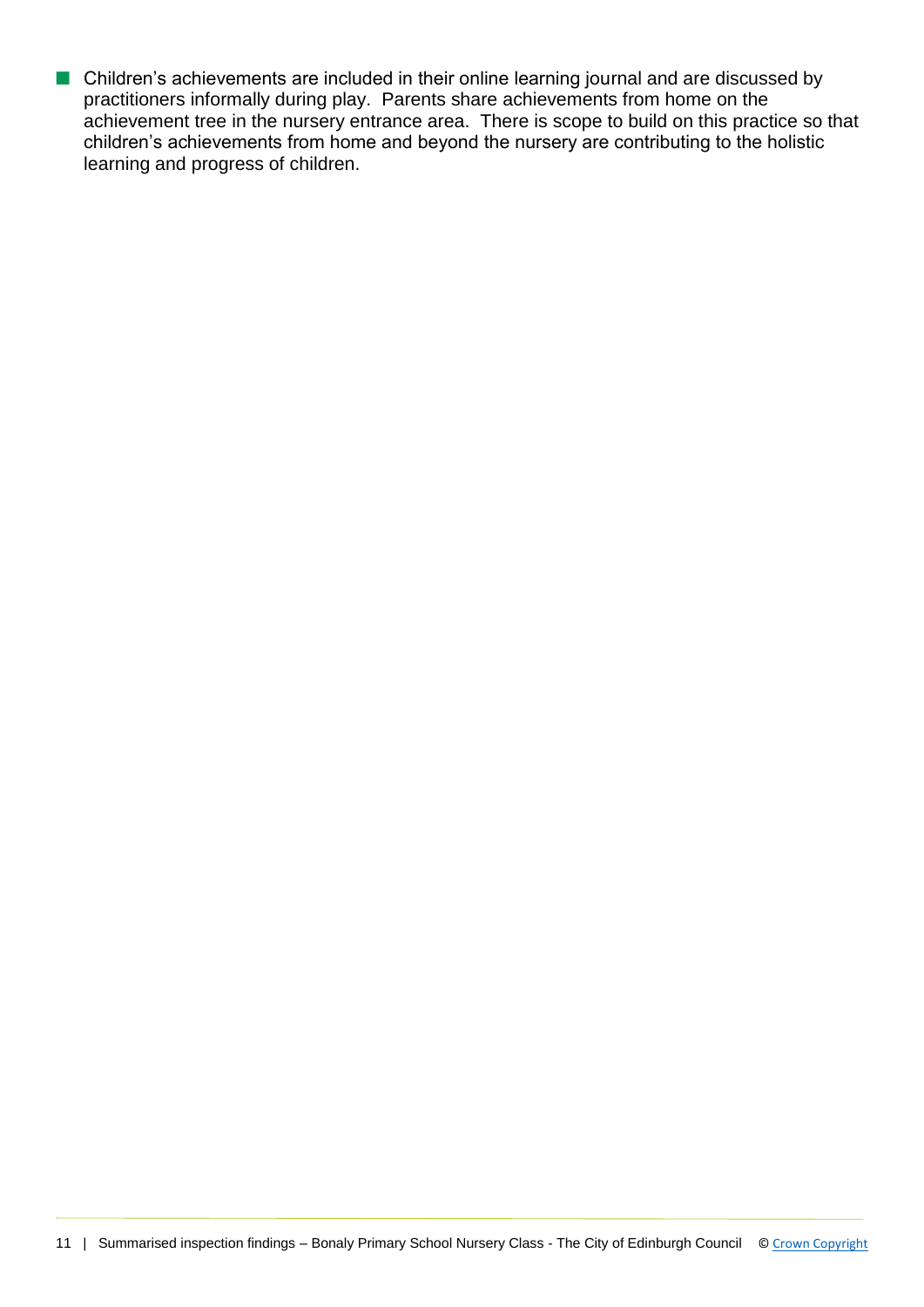- Children's achievements are included in their online learning journal and are discussed by practitioners informally during play. Parents share achievements from home on the achievement tree in the nursery entrance area. There is scope to build on this practice so that children's achievements from home and beyond the nursery are contributing to the holistic learning and progress of children.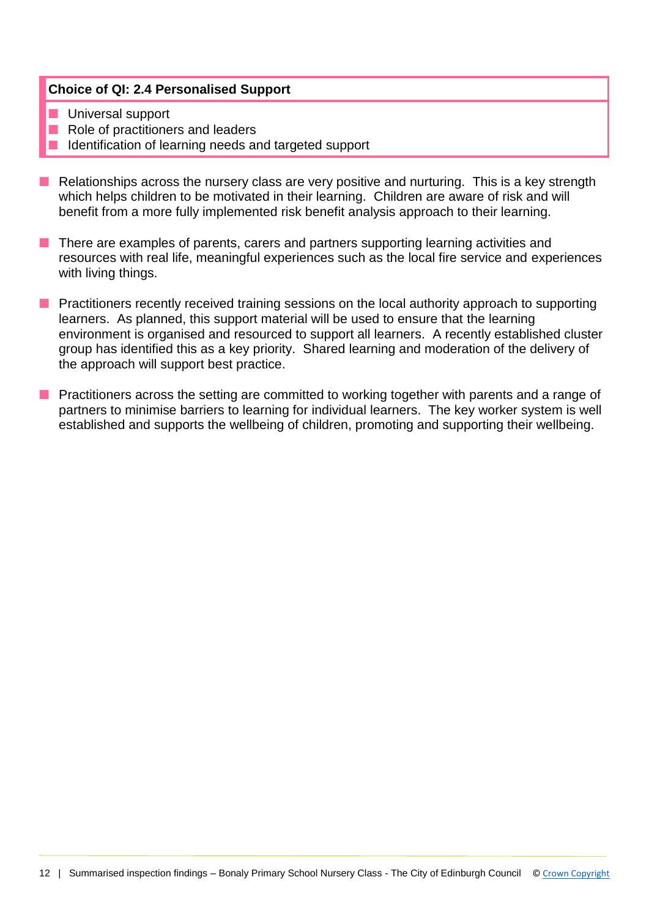**Choice of QI: 2.4 Personalised Support**

- Universal support
- Role of practitioners and leaders
- Identification of learning needs and targeted support

- Relationships across the nursery class are very positive and nurturing. This is a key strength which helps children to be motivated in their learning. Children are aware of risk and will benefit from a more fully implemented risk benefit analysis approach to their learning.

- There are examples of parents, carers and partners supporting learning activities and resources with real life, meaningful experiences such as the local fire service and experiences with living things.

- Practitioners recently received training sessions on the local authority approach to supporting learners. As planned, this support material will be used to ensure that the learning environment is organised and resourced to support all learners. A recently established cluster group has identified this as a key priority. Shared learning and moderation of the delivery of the approach will support best practice.

- Practitioners across the setting are committed to working together with parents and a range of partners to minimise barriers to learning for individual learners. The key worker system is well established and supports the wellbeing of children, promoting and supporting their wellbeing.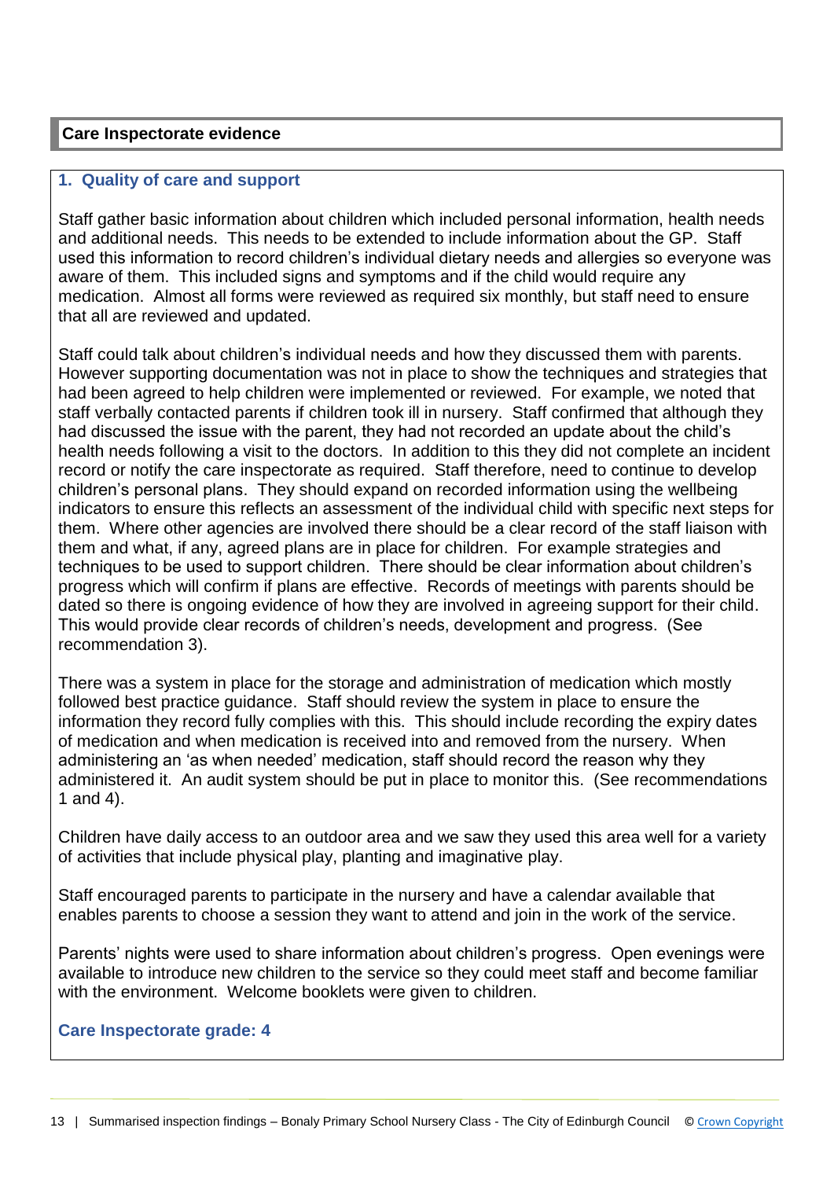## Care Inspectorate evidence

### 1. Quality of care and support

Staff gather basic information about children which included personal information, health needs and additional needs. This needs to be extended to include information about the GP. Staff used this information to record children's individual dietary needs and allergies so everyone was aware of them. This included signs and symptoms and if the child would require any medication. Almost all forms were reviewed as required six monthly, but staff need to ensure that all are reviewed and updated.

Staff could talk about children's individual needs and how they discussed them with parents. However supporting documentation was not in place to show the techniques and strategies that had been agreed to help children were implemented or reviewed. For example, we noted that staff verbally contacted parents if children took ill in nursery. Staff confirmed that although they had discussed the issue with the parent, they had not recorded an update about the child's health needs following a visit to the doctors. In addition to this they did not complete an incident record or notify the care inspectorate as required. Staff therefore, need to continue to develop children's personal plans. They should expand on recorded information using the wellbeing indicators to ensure this reflects an assessment of the individual child with specific next steps for them. Where other agencies are involved there should be a clear record of the staff liaison with them and what, if any, agreed plans are in place for children. For example strategies and techniques to be used to support children. There should be clear information about children's progress which will confirm if plans are effective. Records of meetings with parents should be dated so there is ongoing evidence of how they are involved in agreeing support for their child. This would provide clear records of children's needs, development and progress. (See recommendation 3).

There was a system in place for the storage and administration of medication which mostly followed best practice guidance. Staff should review the system in place to ensure the information they record fully complies with this. This should include recording the expiry dates of medication and when medication is received into and removed from the nursery. When administering an 'as when needed' medication, staff should record the reason why they administered it. An audit system should be put in place to monitor this. (See recommendations 1 and 4).

Children have daily access to an outdoor area and we saw they used this area well for a variety of activities that include physical play, planting and imaginative play.

Staff encouraged parents to participate in the nursery and have a calendar available that enables parents to choose a session they want to attend and join in the work of the service.

Parents' nights were used to share information about children's progress. Open evenings were available to introduce new children to the service so they could meet staff and become familiar with the environment. Welcome booklets were given to children.

**Care Inspectorate grade: 4**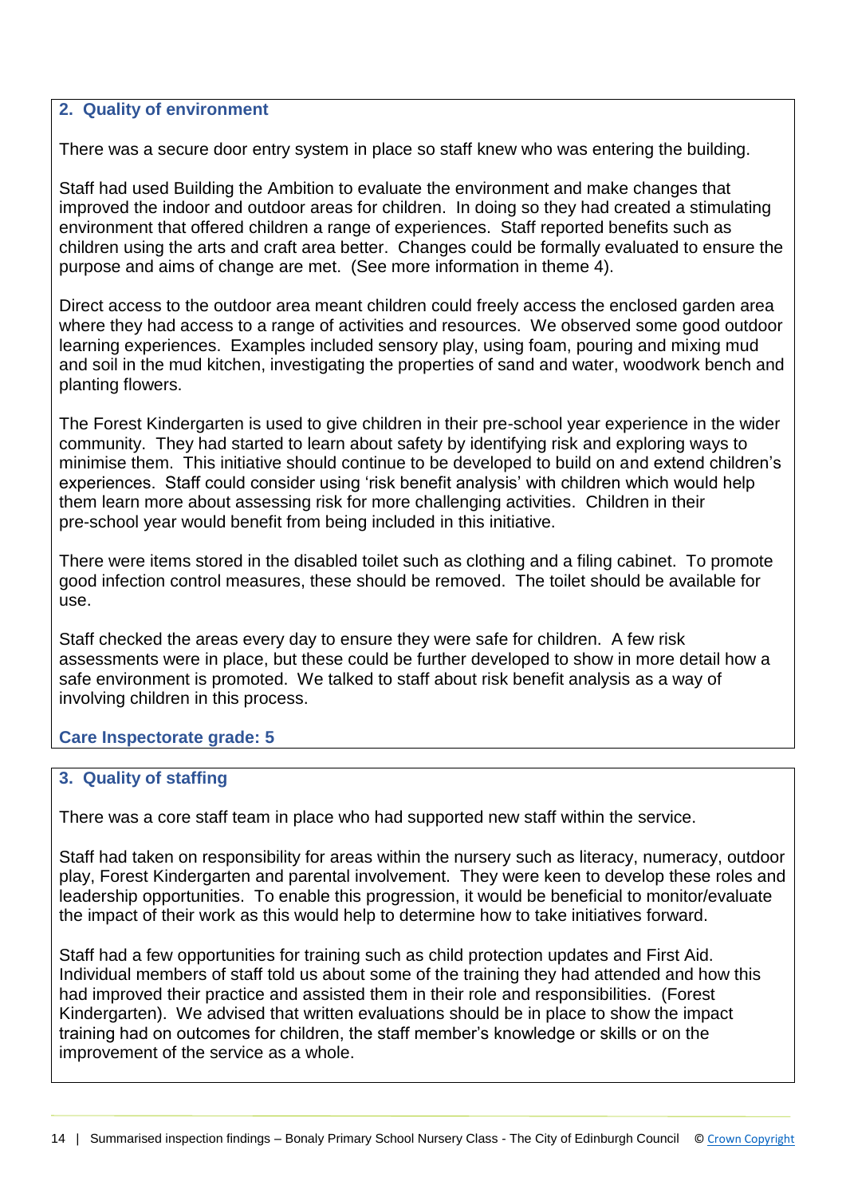## 2. Quality of environment

There was a secure door entry system in place so staff knew who was entering the building.

Staff had used Building the Ambition to evaluate the environment and make changes that improved the indoor and outdoor areas for children. In doing so they had created a stimulating environment that offered children a range of experiences. Staff reported benefits such as children using the arts and craft area better. Changes could be formally evaluated to ensure the purpose and aims of change are met. (See more information in theme 4).

Direct access to the outdoor area meant children could freely access the enclosed garden area where they had access to a range of activities and resources. We observed some good outdoor learning experiences. Examples included sensory play, using foam, pouring and mixing mud and soil in the mud kitchen, investigating the properties of sand and water, woodwork bench and planting flowers.

The Forest Kindergarten is used to give children in their pre-school year experience in the wider community. They had started to learn about safety by identifying risk and exploring ways to minimise them. This initiative should continue to be developed to build on and extend children's experiences. Staff could consider using 'risk benefit analysis' with children which would help them learn more about assessing risk for more challenging activities. Children in their pre-school year would benefit from being included in this initiative.

There were items stored in the disabled toilet such as clothing and a filing cabinet. To promote good infection control measures, these should be removed. The toilet should be available for use.

Staff checked the areas every day to ensure they were safe for children. A few risk assessments were in place, but these could be further developed to show in more detail how a safe environment is promoted. We talked to staff about risk benefit analysis as a way of involving children in this process.

**Care Inspectorate grade: 5**

## 3. Quality of staffing

There was a core staff team in place who had supported new staff within the service.

Staff had taken on responsibility for areas within the nursery such as literacy, numeracy, outdoor play, Forest Kindergarten and parental involvement. They were keen to develop these roles and leadership opportunities. To enable this progression, it would be beneficial to monitor/evaluate the impact of their work as this would help to determine how to take initiatives forward.

Staff had a few opportunities for training such as child protection updates and First Aid. Individual members of staff told us about some of the training they had attended and how this had improved their practice and assisted them in their role and responsibilities. (Forest Kindergarten). We advised that written evaluations should be in place to show the impact training had on outcomes for children, the staff member's knowledge or skills or on the improvement of the service as a whole.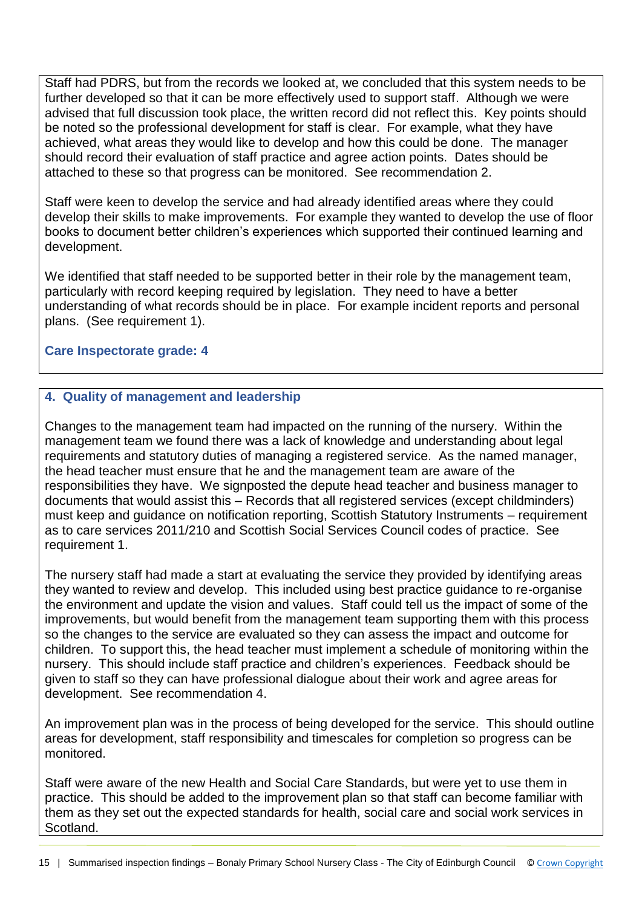Staff had PDRS, but from the records we looked at, we concluded that this system needs to be further developed so that it can be more effectively used to support staff. Although we were advised that full discussion took place, the written record did not reflect this. Key points should be noted so the professional development for staff is clear. For example, what they have achieved, what areas they would like to develop and how this could be done. The manager should record their evaluation of staff practice and agree action points. Dates should be attached to these so that progress can be monitored. See recommendation 2.

Staff were keen to develop the service and had already identified areas where they could develop their skills to make improvements. For example they wanted to develop the use of floor books to document better children's experiences which supported their continued learning and development.

We identified that staff needed to be supported better in their role by the management team, particularly with record keeping required by legislation. They need to have a better understanding of what records should be in place. For example incident reports and personal plans. (See requirement 1).

**Care Inspectorate grade: 4**

### 4. Quality of management and leadership

Changes to the management team had impacted on the running of the nursery. Within the management team we found there was a lack of knowledge and understanding about legal requirements and statutory duties of managing a registered service. As the named manager, the head teacher must ensure that he and the management team are aware of the responsibilities they have. We signposted the depute head teacher and business manager to documents that would assist this – Records that all registered services (except childminders) must keep and guidance on notification reporting, Scottish Statutory Instruments – requirement as to care services 2011/210 and Scottish Social Services Council codes of practice. See requirement 1.

The nursery staff had made a start at evaluating the service they provided by identifying areas they wanted to review and develop. This included using best practice guidance to re-organise the environment and update the vision and values. Staff could tell us the impact of some of the improvements, but would benefit from the management team supporting them with this process so the changes to the service are evaluated so they can assess the impact and outcome for children. To support this, the head teacher must implement a schedule of monitoring within the nursery. This should include staff practice and children's experiences. Feedback should be given to staff so they can have professional dialogue about their work and agree areas for development. See recommendation 4.

An improvement plan was in the process of being developed for the service. This should outline areas for development, staff responsibility and timescales for completion so progress can be monitored.

Staff were aware of the new Health and Social Care Standards, but were yet to use them in practice. This should be added to the improvement plan so that staff can become familiar with them as they set out the expected standards for health, social care and social work services in Scotland.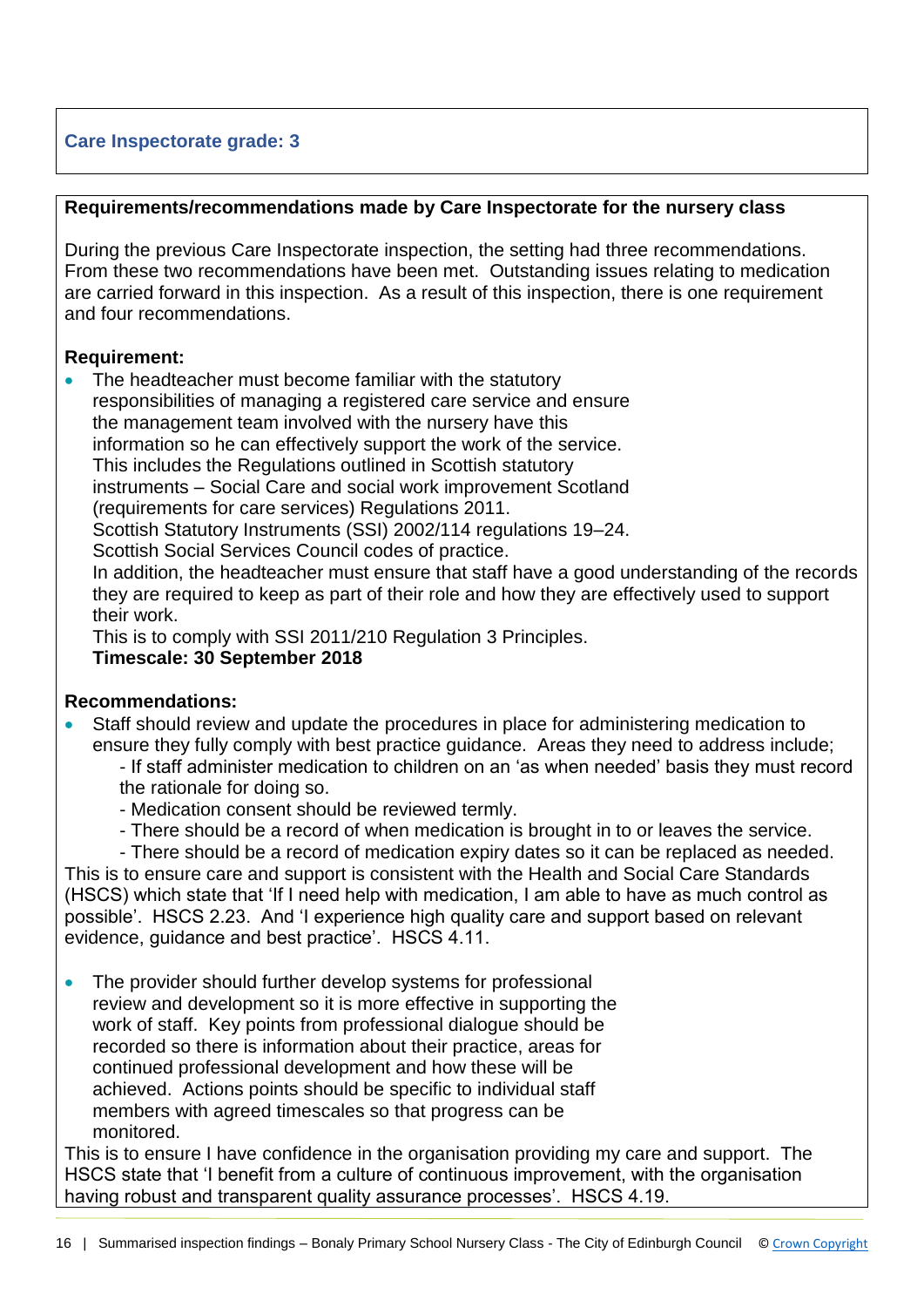**Care Inspectorate grade: 3**

**Requirements/recommendations made by Care Inspectorate for the nursery class**

During the previous Care Inspectorate inspection, the setting had three recommendations. From these two recommendations have been met. Outstanding issues relating to medication are carried forward in this inspection. As a result of this inspection, there is one requirement and four recommendations.

**Requirement:**

- The headteacher must become familiar with the statutory responsibilities of managing a registered care service and ensure the management team involved with the nursery have this information so he can effectively support the work of the service. This includes the Regulations outlined in Scottish statutory instruments – Social Care and social work improvement Scotland (requirements for care services) Regulations 2011.
  Scottish Statutory Instruments (SSI) 2002/114 regulations 19–24.
  Scottish Social Services Council codes of practice.
  In addition, the headteacher must ensure that staff have a good understanding of the records they are required to keep as part of their role and how they are effectively used to support their work.
  This is to comply with SSI 2011/210 Regulation 3 Principles.
  **Timescale: 30 September 2018**

**Recommendations:**

- Staff should review and update the procedures in place for administering medication to ensure they fully comply with best practice guidance. Areas they need to address include;
  - If staff administer medication to children on an 'as when needed' basis they must record the rationale for doing so.
  - Medication consent should be reviewed termly.
  - There should be a record of when medication is brought in to or leaves the service.
  - There should be a record of medication expiry dates so it can be replaced as needed.

This is to ensure care and support is consistent with the Health and Social Care Standards (HSCS) which state that 'If I need help with medication, I am able to have as much control as possible'. HSCS 2.23. And 'I experience high quality care and support based on relevant evidence, guidance and best practice'. HSCS 4.11.

- The provider should further develop systems for professional review and development so it is more effective in supporting the work of staff. Key points from professional dialogue should be recorded so there is information about their practice, areas for continued professional development and how these will be achieved. Actions points should be specific to individual staff members with agreed timescales so that progress can be monitored.

This is to ensure I have confidence in the organisation providing my care and support. The HSCS state that 'I benefit from a culture of continuous improvement, with the organisation having robust and transparent quality assurance processes'. HSCS 4.19.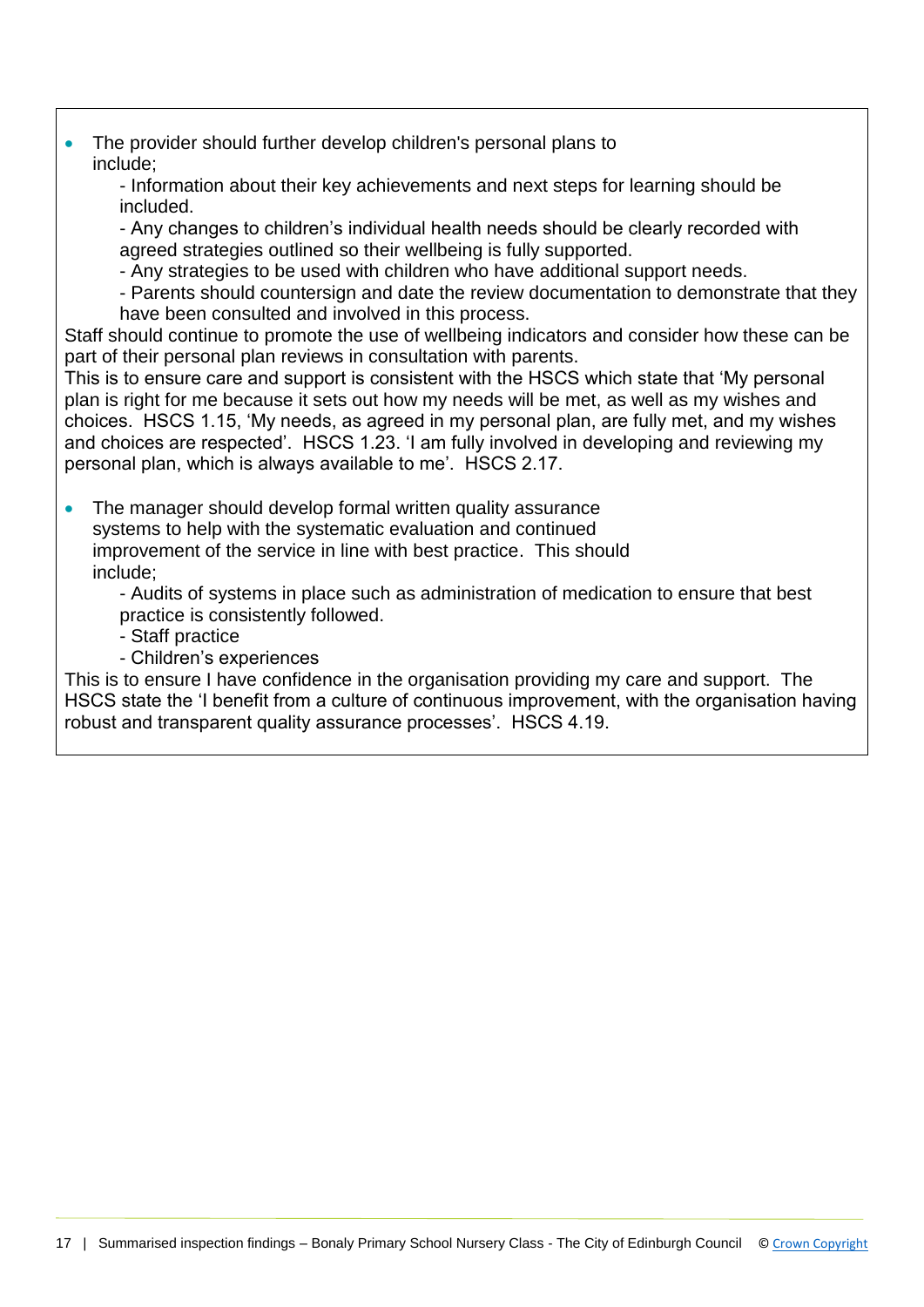- The provider should further develop children's personal plans to include;

  - Information about their key achievements and next steps for learning should be included.
  - Any changes to children's individual health needs should be clearly recorded with agreed strategies outlined so their wellbeing is fully supported.
  - Any strategies to be used with children who have additional support needs.
  - Parents should countersign and date the review documentation to demonstrate that they have been consulted and involved in this process.

Staff should continue to promote the use of wellbeing indicators and consider how these can be part of their personal plan reviews in consultation with parents.
This is to ensure care and support is consistent with the HSCS which state that 'My personal plan is right for me because it sets out how my needs will be met, as well as my wishes and choices. HSCS 1.15, 'My needs, as agreed in my personal plan, are fully met, and my wishes and choices are respected'. HSCS 1.23. 'I am fully involved in developing and reviewing my personal plan, which is always available to me'. HSCS 2.17.

- The manager should develop formal written quality assurance systems to help with the systematic evaluation and continued improvement of the service in line with best practice. This should include;

  - Audits of systems in place such as administration of medication to ensure that best practice is consistently followed.
  - Staff practice
  - Children's experiences

This is to ensure I have confidence in the organisation providing my care and support. The HSCS state the 'I benefit from a culture of continuous improvement, with the organisation having robust and transparent quality assurance processes'. HSCS 4.19.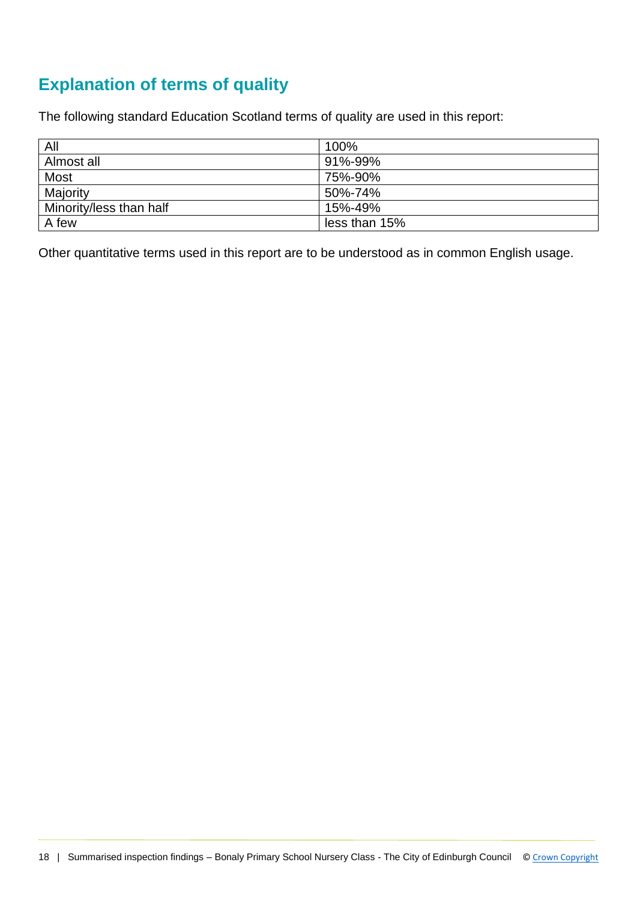## Explanation of terms of quality

The following standard Education Scotland terms of quality are used in this report:

| | |
|---|---|
| All | 100% |
| Almost all | 91%-99% |
| Most | 75%-90% |
| Majority | 50%-74% |
| Minority/less than half | 15%-49% |
| A few | less than 15% |

Other quantitative terms used in this report are to be understood as in common English usage.